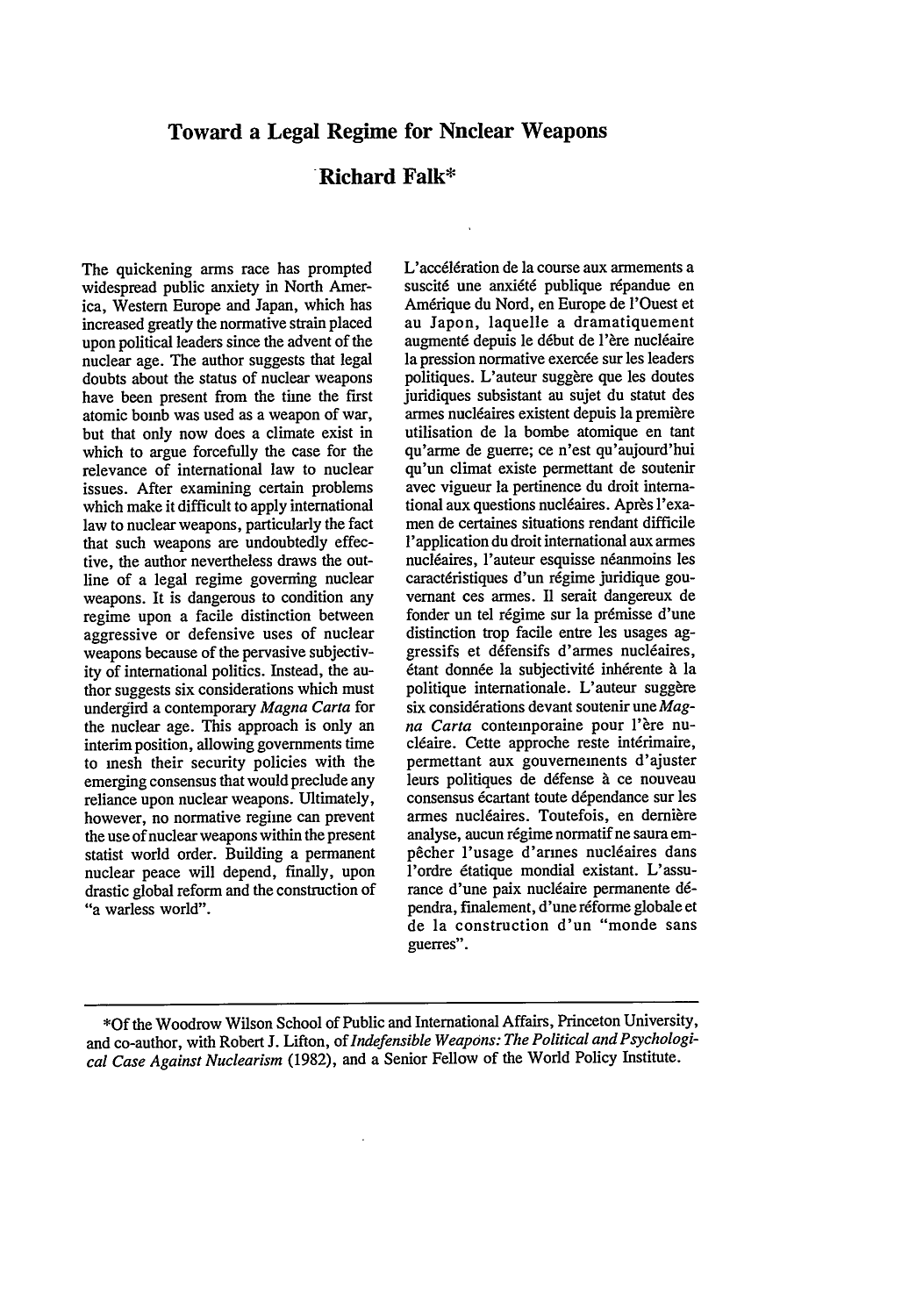# Toward a Legal Regime for Nnclear Weapons

## Richard Falk*

The quickening arms race has prompted widespread public anxiety in North America, Western Europe and Japan, which has increased greatly the normative strain placed upon political leaders since the advent of the nuclear age. The author suggests that legal doubts about the status of nuclear weapons have been present from the time the first atomic bomb was used as a weapon of war, but that only now does a climate exist in which to argue forcefully the case for the relevance of international law to nuclear issues. After examining certain problems which make it difficult to apply international law to nuclear weapons, particularly the fact that such weapons are undoubtedly effective, the author nevertheless draws the outline of a legal regime governing nuclear weapons. It is dangerous to condition any regime upon a facile distinction between aggressive or defensive uses of nuclear weapons because of the pervasive subjectivity of international politics. Instead, the author suggests six considerations which must undergird a contemporary *Magna Carta* for the nuclear age. This approach is only an interim position, allowing governments time to mesh their security policies with the emerging consensus that would preclude any reliance upon nuclear weapons. Ultimately, however, no normative regime can prevent the use of nuclear weapons within the present statist world order. Building a permanent nuclear peace will depend, finally, upon drastic global reform and the construction of "a warless world".

L'accélération de la course aux armements a suscité une anxiété publique répandue en Amérique du Nord, en Europe de l'Ouest et au Japon, laquelle a dramatiquement augmenté depuis le début de l'ère nucléaire la pression normative exercée sur les leaders politiques. L'auteur suggère que les doutes juridiques subsistant au sujet du statut des armes nucléaires existent depuis la première utilisation de la bombe atomique en tant qu'arme de guerre; ce n'est qu'aujourd'hui qu'un climat existe permettant de soutenir avec vigueur la pertinence du droit international aux questions nucléaires. Après l'examen de certaines situations rendant difficile l'application du droit international aux armes nucléaires, l'auteur esquisse néanmoins les caractéristiques d'un régime juridique gouvernant ces armes. Il serait dangereux de fonder un tel régime sur la prémisse d'une distinction trop facile entre les usages agressifs et défensifs d'armes nucléaires, étant donnée la subjectivité inhérente à la politique internationale. L'auteur suggère six considérations devant soutenir une *Magna Carta* contemporaine pour l'ère nucléaire. Cette approche reste intérimaire, permettant aux gouvernements d'ajuster leurs politiques de défense à ce nouveau consensus écartant toute dépendance sur les armes nucléaires. Toutefois, en dernière analyse, aucun régime normatif ne saura empêcher l'usage d'armes nucléaires dans l'ordre étatique mondial existant. L'assurance d'une paix nucléaire permanente dépendra, finalement, d'une réforme globale et de la construction d'un "monde sans guerres".

---

*Of the Woodrow Wilson School of Public and International Affairs, Princeton University, and co-author, with Robert J. Lifton, of *Indefensible Weapons: The Political and Psychological Case Against Nuclearism* (1982), and a Senior Fellow of the World Policy Institute.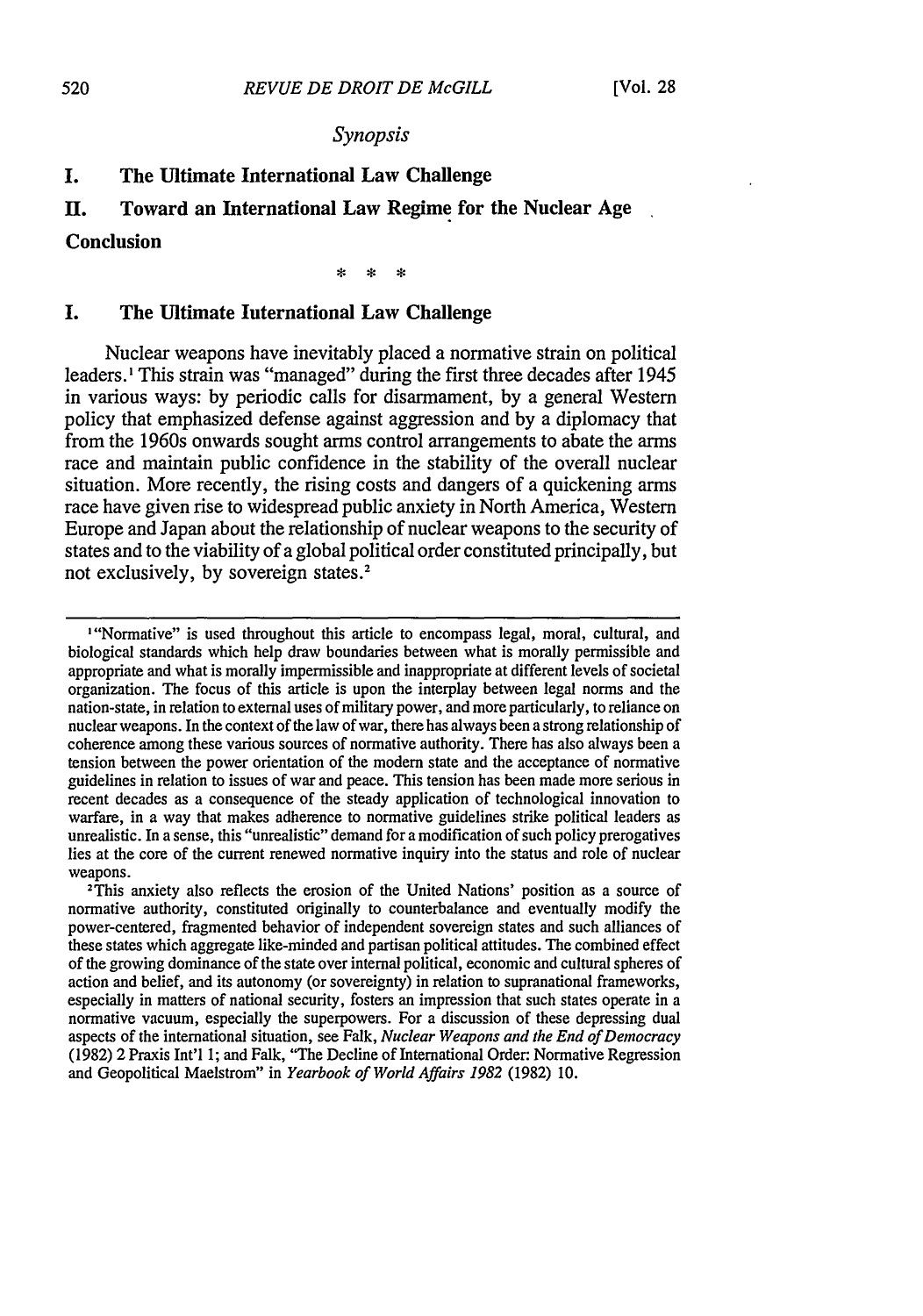*Synopsis*

**I. The Ultimate International Law Challenge**

**II. Toward an International Law Regime for the Nuclear Age**

**Conclusion**

\* \* \*

## I. The Ultimate Iuternational Law Challenge

Nuclear weapons have inevitably placed a normative strain on political leaders.[1] This strain was "managed" during the first three decades after 1945 in various ways: by periodic calls for disarmament, by a general Western policy that emphasized defense against aggression and by a diplomacy that from the 1960s onwards sought arms control arrangements to abate the arms race and maintain public confidence in the stability of the overall nuclear situation. More recently, the rising costs and dangers of a quickening arms race have given rise to widespread public anxiety in North America, Western Europe and Japan about the relationship of nuclear weapons to the security of states and to the viability of a global political order constituted principally, but not exclusively, by sovereign states.[2]

---

[1] "Normative" is used throughout this article to encompass legal, moral, cultural, and biological standards which help draw boundaries between what is morally permissible and appropriate and what is morally impermissible and inappropriate at different levels of societal organization. The focus of this article is upon the interplay between legal norms and the nation-state, in relation to external uses of military power, and more particularly, to reliance on nuclear weapons. In the context of the law of war, there has always been a strong relationship of coherence among these various sources of normative authority. There has also always been a tension between the power orientation of the modern state and the acceptance of normative guidelines in relation to issues of war and peace. This tension has been made more serious in recent decades as a consequence of the steady application of technological innovation to warfare, in a way that makes adherence to normative guidelines strike political leaders as unrealistic. In a sense, this "unrealistic" demand for a modification of such policy prerogatives lies at the core of the current renewed normative inquiry into the status and role of nuclear weapons.

[2] This anxiety also reflects the erosion of the United Nations' position as a source of normative authority, constituted originally to counterbalance and eventually modify the power-centered, fragmented behavior of independent sovereign states and such alliances of these states which aggregate like-minded and partisan political attitudes. The combined effect of the growing dominance of the state over internal political, economic and cultural spheres of action and belief, and its autonomy (or sovereignty) in relation to supranational frameworks, especially in matters of national security, fosters an impression that such states operate in a normative vacuum, especially the superpowers. For a discussion of these depressing dual aspects of the international situation, see Falk, *Nuclear Weapons and the End of Democracy* (1982) 2 Praxis Int'l 1; and Falk, "The Decline of International Order: Normative Regression and Geopolitical Maelstrom" in *Yearbook of World Affairs 1982* (1982) 10.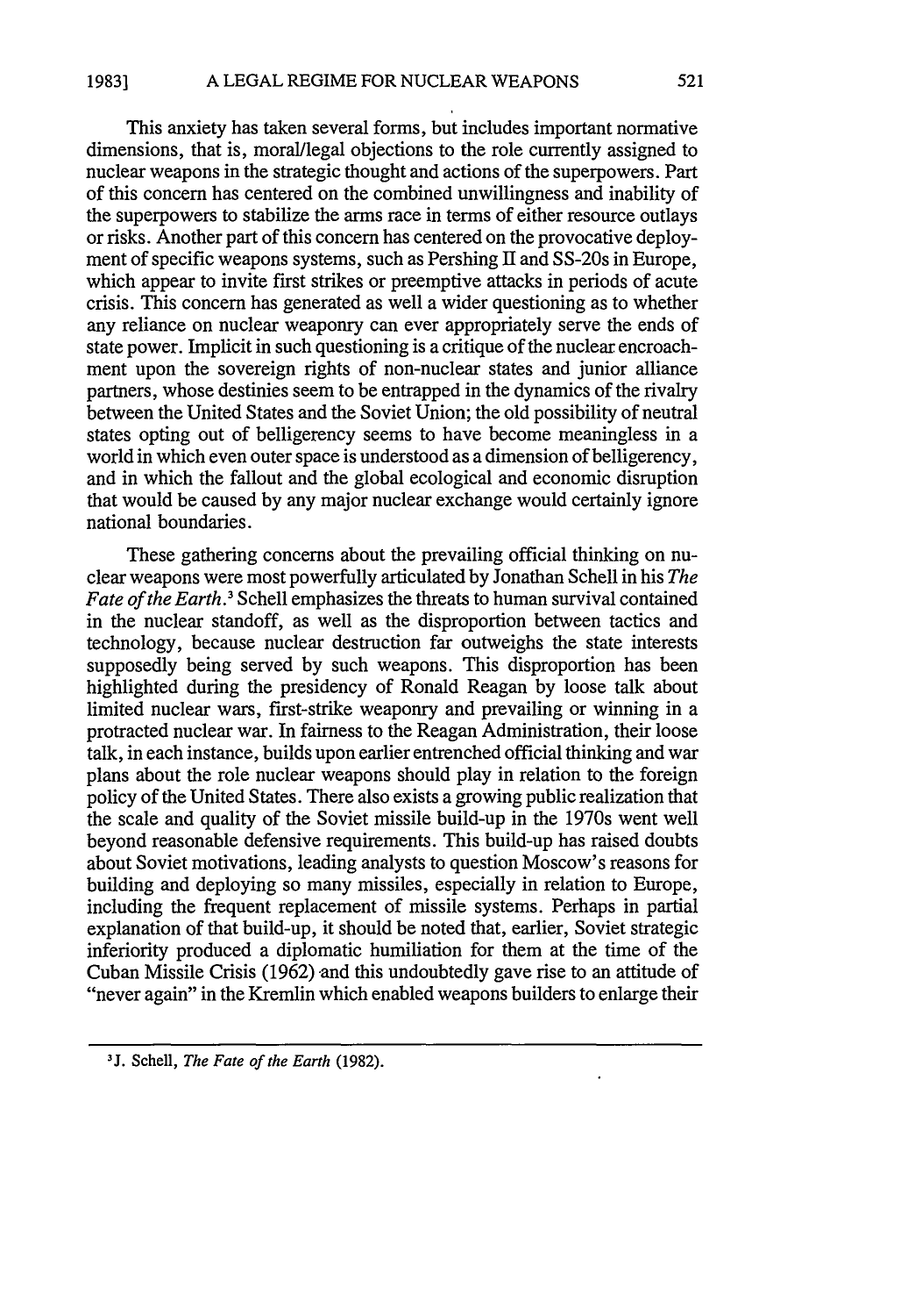This anxiety has taken several forms, but includes important normative dimensions, that is, moral/legal objections to the role currently assigned to nuclear weapons in the strategic thought and actions of the superpowers. Part of this concern has centered on the combined unwillingness and inability of the superpowers to stabilize the arms race in terms of either resource outlays or risks. Another part of this concern has centered on the provocative deployment of specific weapons systems, such as Pershing II and SS-20s in Europe, which appear to invite first strikes or preemptive attacks in periods of acute crisis. This concern has generated as well a wider questioning as to whether any reliance on nuclear weaponry can ever appropriately serve the ends of state power. Implicit in such questioning is a critique of the nuclear encroachment upon the sovereign rights of non-nuclear states and junior alliance partners, whose destinies seem to be entrapped in the dynamics of the rivalry between the United States and the Soviet Union; the old possibility of neutral states opting out of belligerency seems to have become meaningless in a world in which even outer space is understood as a dimension of belligerency, and in which the fallout and the global ecological and economic disruption that would be caused by any major nuclear exchange would certainly ignore national boundaries.

These gathering concerns about the prevailing official thinking on nuclear weapons were most powerfully articulated by Jonathan Schell in his *The Fate of the Earth*.[3] Schell emphasizes the threats to human survival contained in the nuclear standoff, as well as the disproportion between tactics and technology, because nuclear destruction far outweighs the state interests supposedly being served by such weapons. This disproportion has been highlighted during the presidency of Ronald Reagan by loose talk about limited nuclear wars, first-strike weaponry and prevailing or winning in a protracted nuclear war. In fairness to the Reagan Administration, their loose talk, in each instance, builds upon earlier entrenched official thinking and war plans about the role nuclear weapons should play in relation to the foreign policy of the United States. There also exists a growing public realization that the scale and quality of the Soviet missile build-up in the 1970s went well beyond reasonable defensive requirements. This build-up has raised doubts about Soviet motivations, leading analysts to question Moscow's reasons for building and deploying so many missiles, especially in relation to Europe, including the frequent replacement of missile systems. Perhaps in partial explanation of that build-up, it should be noted that, earlier, Soviet strategic inferiority produced a diplomatic humiliation for them at the time of the Cuban Missile Crisis (1962) and this undoubtedly gave rise to an attitude of "never again" in the Kremlin which enabled weapons builders to enlarge their

[3] J. Schell, *The Fate of the Earth* (1982).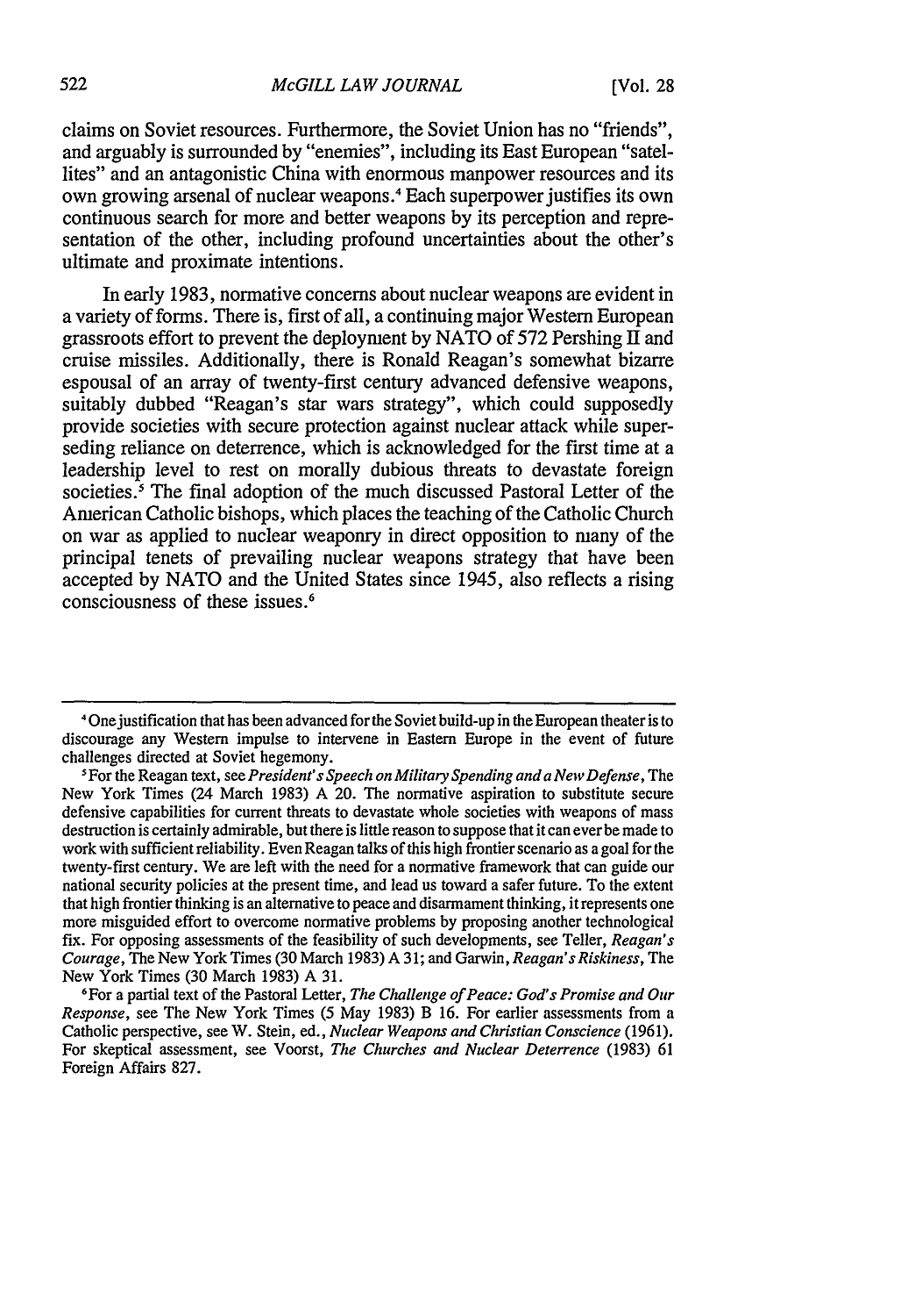claims on Soviet resources. Furthermore, the Soviet Union has no "friends", and arguably is surrounded by "enemies", including its East European "satellites" and an antagonistic China with enormous manpower resources and its own growing arsenal of nuclear weapons.[4] Each superpower justifies its own continuous search for more and better weapons by its perception and representation of the other, including profound uncertainties about the other's ultimate and proximate intentions.

In early 1983, normative concerns about nuclear weapons are evident in a variety of forms. There is, first of all, a continuing major Western European grassroots effort to prevent the deployment by NATO of 572 Pershing II and cruise missiles. Additionally, there is Ronald Reagan's somewhat bizarre espousal of an array of twenty-first century advanced defensive weapons, suitably dubbed "Reagan's star wars strategy", which could supposedly provide societies with secure protection against nuclear attack while superseding reliance on deterrence, which is acknowledged for the first time at a leadership level to rest on morally dubious threats to devastate foreign societies.[5] The final adoption of the much discussed Pastoral Letter of the American Catholic bishops, which places the teaching of the Catholic Church on war as applied to nuclear weaponry in direct opposition to many of the principal tenets of prevailing nuclear weapons strategy that have been accepted by NATO and the United States since 1945, also reflects a rising consciousness of these issues.[6]

---

[4] One justification that has been advanced for the Soviet build-up in the European theater is to discourage any Western impulse to intervene in Eastern Europe in the event of future challenges directed at Soviet hegemony.

[5] For the Reagan text, see *President's Speech on Military Spending and a New Defense*, The New York Times (24 March 1983) A 20. The normative aspiration to substitute secure defensive capabilities for current threats to devastate whole societies with weapons of mass destruction is certainly admirable, but there is little reason to suppose that it can ever be made to work with sufficient reliability. Even Reagan talks of this high frontier scenario as a goal for the twenty-first century. We are left with the need for a normative framework that can guide our national security policies at the present time, and lead us toward a safer future. To the extent that high frontier thinking is an alternative to peace and disarmament thinking, it represents one more misguided effort to overcome normative problems by proposing another technological fix. For opposing assessments of the feasibility of such developments, see Teller, *Reagan's Courage*, The New York Times (30 March 1983) A 31; and Garwin, *Reagan's Riskiness*, The New York Times (30 March 1983) A 31.

[6] For a partial text of the Pastoral Letter, *The Challenge of Peace: God's Promise and Our Response*, see The New York Times (5 May 1983) B 16. For earlier assessments from a Catholic perspective, see W. Stein, ed., *Nuclear Weapons and Christian Conscience* (1961). For skeptical assessment, see Voorst, *The Churches and Nuclear Deterrence* (1983) 61 Foreign Affairs 827.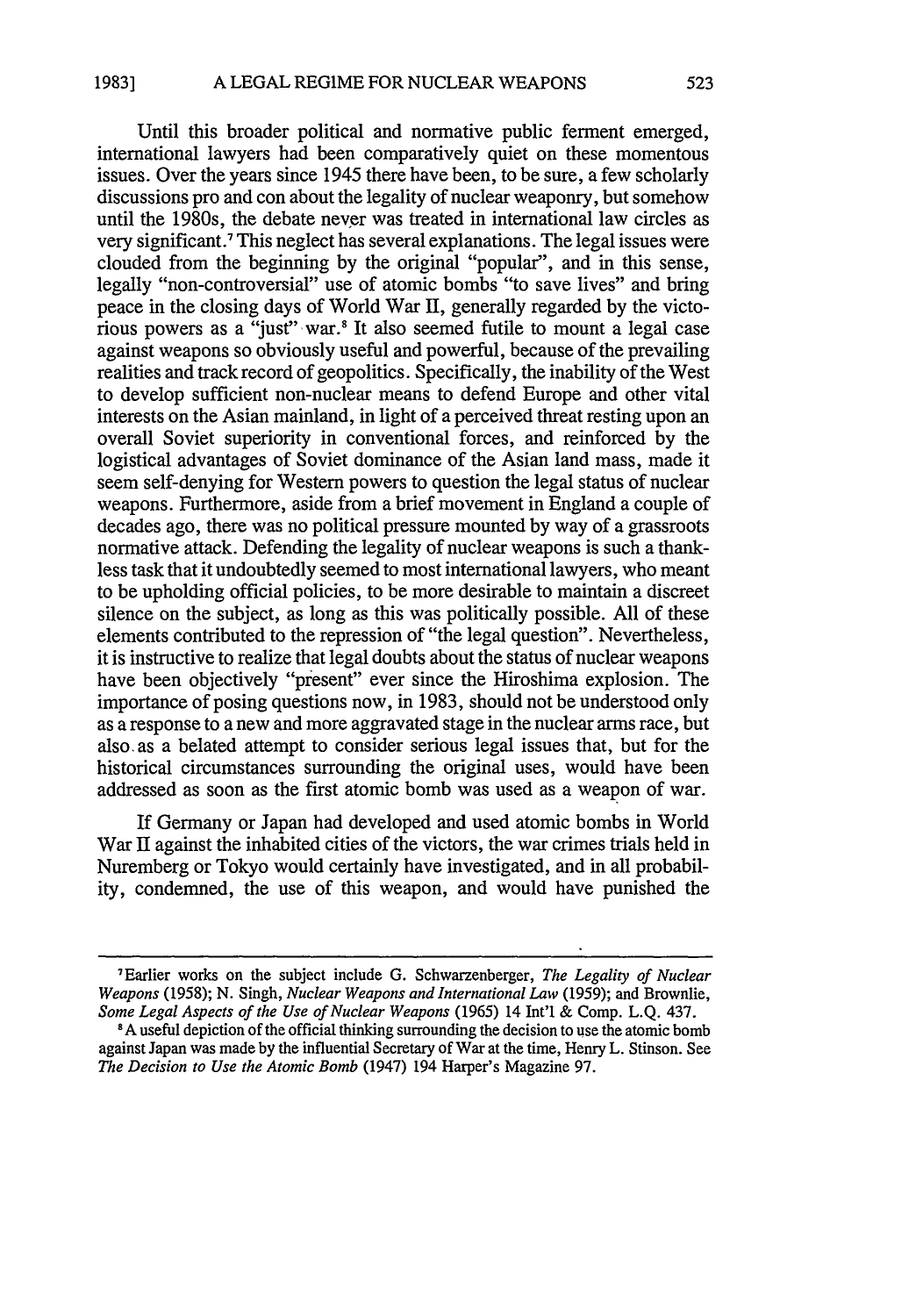Until this broader political and normative public ferment emerged, international lawyers had been comparatively quiet on these momentous issues. Over the years since 1945 there have been, to be sure, a few scholarly discussions pro and con about the legality of nuclear weaponry, but somehow until the 1980s, the debate never was treated in international law circles as very significant.[7] This neglect has several explanations. The legal issues were clouded from the beginning by the original "popular", and in this sense, legally "non-controversial" use of atomic bombs "to save lives" and bring peace in the closing days of World War II, generally regarded by the victorious powers as a "just" war.[8] It also seemed futile to mount a legal case against weapons so obviously useful and powerful, because of the prevailing realities and track record of geopolitics. Specifically, the inability of the West to develop sufficient non-nuclear means to defend Europe and other vital interests on the Asian mainland, in light of a perceived threat resting upon an overall Soviet superiority in conventional forces, and reinforced by the logistical advantages of Soviet dominance of the Asian land mass, made it seem self-denying for Western powers to question the legal status of nuclear weapons. Furthermore, aside from a brief movement in England a couple of decades ago, there was no political pressure mounted by way of a grassroots normative attack. Defending the legality of nuclear weapons is such a thankless task that it undoubtedly seemed to most international lawyers, who meant to be upholding official policies, to be more desirable to maintain a discreet silence on the subject, as long as this was politically possible. All of these elements contributed to the repression of "the legal question". Nevertheless, it is instructive to realize that legal doubts about the status of nuclear weapons have been objectively "present" ever since the Hiroshima explosion. The importance of posing questions now, in 1983, should not be understood only as a response to a new and more aggravated stage in the nuclear arms race, but also as a belated attempt to consider serious legal issues that, but for the historical circumstances surrounding the original uses, would have been addressed as soon as the first atomic bomb was used as a weapon of war.

If Germany or Japan had developed and used atomic bombs in World War II against the inhabited cities of the victors, the war crimes trials held in Nuremberg or Tokyo would certainly have investigated, and in all probability, condemned, the use of this weapon, and would have punished the

---

[7] Earlier works on the subject include G. Schwarzenberger, *The Legality of Nuclear Weapons* (1958); N. Singh, *Nuclear Weapons and International Law* (1959); and Brownlie, *Some Legal Aspects of the Use of Nuclear Weapons* (1965) 14 Int'l & Comp. L.Q. 437.

[8] A useful depiction of the official thinking surrounding the decision to use the atomic bomb against Japan was made by the influential Secretary of War at the time, Henry L. Stinson. See *The Decision to Use the Atomic Bomb* (1947) 194 Harper's Magazine 97.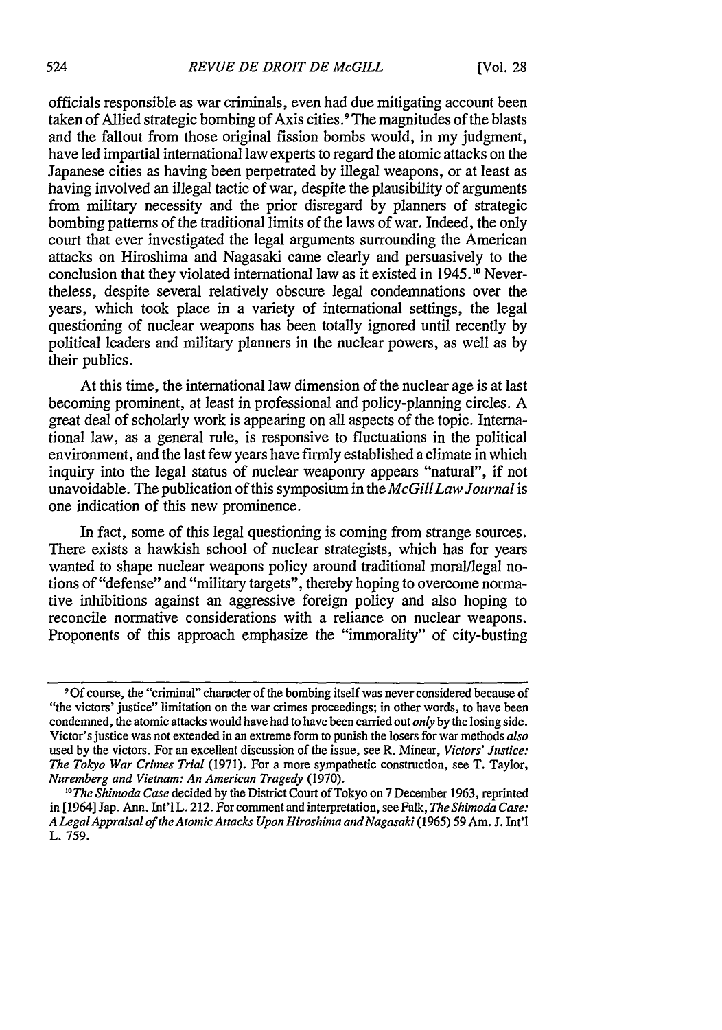officials responsible as war criminals, even had due mitigating account been taken of Allied strategic bombing of Axis cities.[9] The magnitudes of the blasts and the fallout from those original fission bombs would, in my judgment, have led impartial international law experts to regard the atomic attacks on the Japanese cities as having been perpetrated by illegal weapons, or at least as having involved an illegal tactic of war, despite the plausibility of arguments from military necessity and the prior disregard by planners of strategic bombing patterns of the traditional limits of the laws of war. Indeed, the only court that ever investigated the legal arguments surrounding the American attacks on Hiroshima and Nagasaki came clearly and persuasively to the conclusion that they violated international law as it existed in 1945.[10] Nevertheless, despite several relatively obscure legal condemnations over the years, which took place in a variety of international settings, the legal questioning of nuclear weapons has been totally ignored until recently by political leaders and military planners in the nuclear powers, as well as by their publics.

At this time, the international law dimension of the nuclear age is at last becoming prominent, at least in professional and policy-planning circles. A great deal of scholarly work is appearing on all aspects of the topic. International law, as a general rule, is responsive to fluctuations in the political environment, and the last few years have firmly established a climate in which inquiry into the legal status of nuclear weaponry appears "natural", if not unavoidable. The publication of this symposium in the *McGill Law Journal* is one indication of this new prominence.

In fact, some of this legal questioning is coming from strange sources. There exists a hawkish school of nuclear strategists, which has for years wanted to shape nuclear weapons policy around traditional moral/legal notions of "defense" and "military targets", thereby hoping to overcome normative inhibitions against an aggressive foreign policy and also hoping to reconcile normative considerations with a reliance on nuclear weapons. Proponents of this approach emphasize the "immorality" of city-busting

---

[9] Of course, the "criminal" character of the bombing itself was never considered because of "the victors' justice" limitation on the war crimes proceedings; in other words, to have been condemned, the atomic attacks would have had to have been carried out *only* by the losing side. Victor's justice was not extended in an extreme form to punish the losers for war methods *also* used by the victors. For an excellent discussion of the issue, see R. Minear, *Victors' Justice: The Tokyo War Crimes Trial* (1971). For a more sympathetic construction, see T. Taylor, *Nuremberg and Vietnam: An American Tragedy* (1970).

[10] *The Shimoda Case* decided by the District Court of Tokyo on 7 December 1963, reprinted in [1964] Jap. Ann. Int'l L. 212. For comment and interpretation, see Falk, *The Shimoda Case: A Legal Appraisal of the Atomic Attacks Upon Hiroshima and Nagasaki* (1965) 59 Am. J. Int'l L. 759.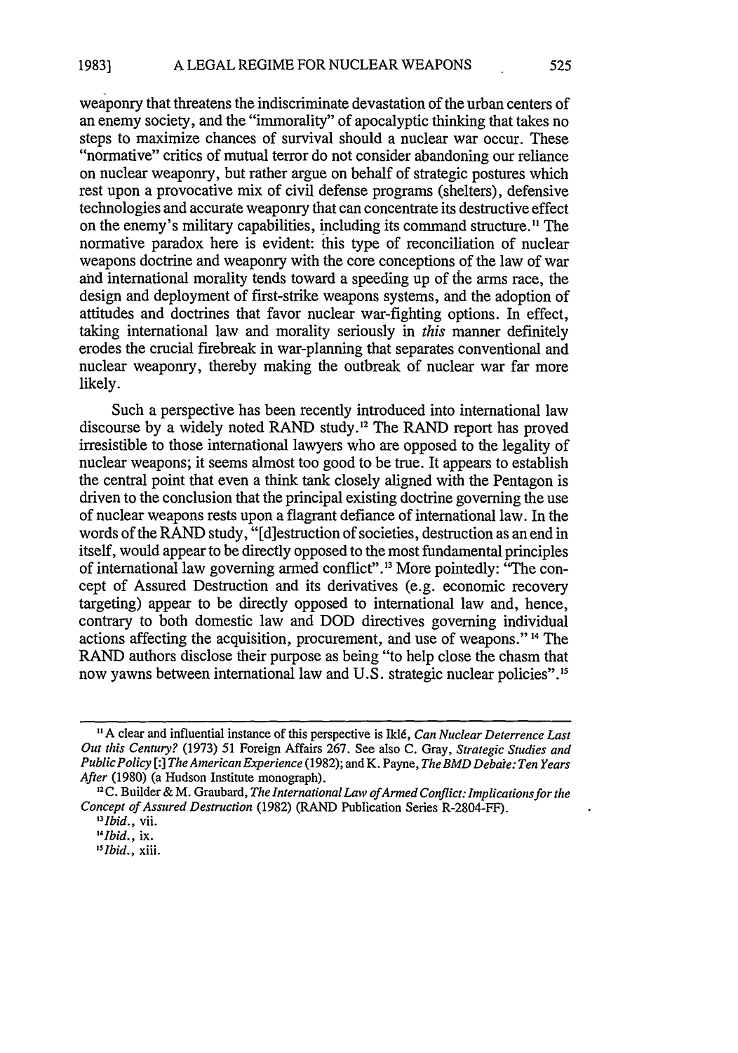weaponry that threatens the indiscriminate devastation of the urban centers of an enemy society, and the "immorality" of apocalyptic thinking that takes no steps to maximize chances of survival should a nuclear war occur. These "normative" critics of mutual terror do not consider abandoning our reliance on nuclear weaponry, but rather argue on behalf of strategic postures which rest upon a provocative mix of civil defense programs (shelters), defensive technologies and accurate weaponry that can concentrate its destructive effect on the enemy's military capabilities, including its command structure.[11] The normative paradox here is evident: this type of reconciliation of nuclear weapons doctrine and weaponry with the core conceptions of the law of war and international morality tends toward a speeding up of the arms race, the design and deployment of first-strike weapons systems, and the adoption of attitudes and doctrines that favor nuclear war-fighting options. In effect, taking international law and morality seriously in *this* manner definitely erodes the crucial firebreak in war-planning that separates conventional and nuclear weaponry, thereby making the outbreak of nuclear war far more likely.

Such a perspective has been recently introduced into international law discourse by a widely noted RAND study.[12] The RAND report has proved irresistible to those international lawyers who are opposed to the legality of nuclear weapons; it seems almost too good to be true. It appears to establish the central point that even a think tank closely aligned with the Pentagon is driven to the conclusion that the principal existing doctrine governing the use of nuclear weapons rests upon a flagrant defiance of international law. In the words of the RAND study, "[d]estruction of societies, destruction as an end in itself, would appear to be directly opposed to the most fundamental principles of international law governing armed conflict".[13] More pointedly: "The concept of Assured Destruction and its derivatives (e.g. economic recovery targeting) appear to be directly opposed to international law and, hence, contrary to both domestic law and DOD directives governing individual actions affecting the acquisition, procurement, and use of weapons." [14] The RAND authors disclose their purpose as being "to help close the chasm that now yawns between international law and U.S. strategic nuclear policies".[15]

---

[11] A clear and influential instance of this perspective is Iklé, *Can Nuclear Deterrence Last Out this Century?* (1973) 51 Foreign Affairs 267. See also C. Gray, *Strategic Studies and Public Policy [:] The American Experience* (1982); and K. Payne, *The BMD Debate: Ten Years After* (1980) (a Hudson Institute monograph).

[12] C. Builder & M. Graubard, *The International Law of Armed Conflict: Implications for the Concept of Assured Destruction* (1982) (RAND Publication Series R-2804-FF).

[13] *Ibid.*, vii.

[14] *Ibid.*, ix.

[15] *Ibid.*, xiii.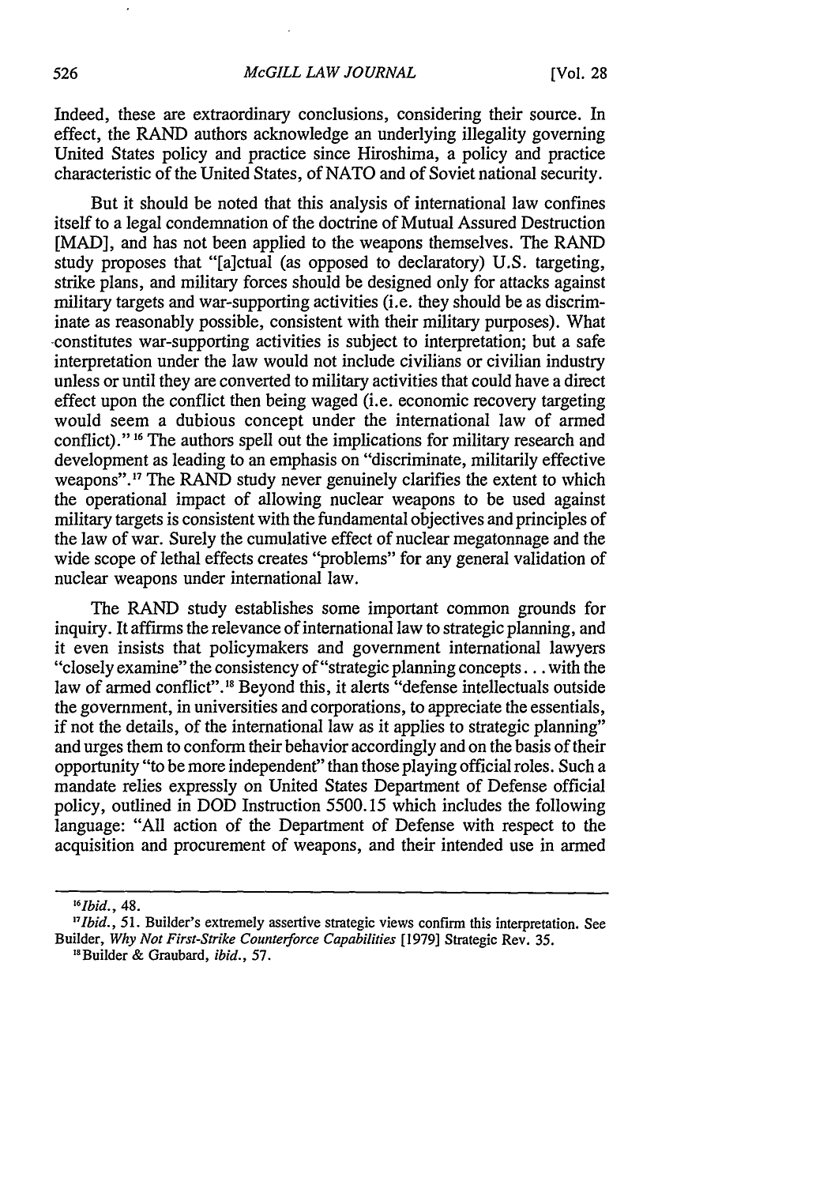Indeed, these are extraordinary conclusions, considering their source. In effect, the RAND authors acknowledge an underlying illegality governing United States policy and practice since Hiroshima, a policy and practice characteristic of the United States, of NATO and of Soviet national security.

But it should be noted that this analysis of international law confines itself to a legal condemnation of the doctrine of Mutual Assured Destruction [MAD], and has not been applied to the weapons themselves. The RAND study proposes that "[a]ctual (as opposed to declaratory) U.S. targeting, strike plans, and military forces should be designed only for attacks against military targets and war-supporting activities (i.e. they should be as discriminate as reasonably possible, consistent with their military purposes). What constitutes war-supporting activities is subject to interpretation; but a safe interpretation under the law would not include civilians or civilian industry unless or until they are converted to military activities that could have a direct effect upon the conflict then being waged (i.e. economic recovery targeting would seem a dubious concept under the international law of armed conflict)."[16] The authors spell out the implications for military research and development as leading to an emphasis on "discriminate, militarily effective weapons".[17] The RAND study never genuinely clarifies the extent to which the operational impact of allowing nuclear weapons to be used against military targets is consistent with the fundamental objectives and principles of the law of war. Surely the cumulative effect of nuclear megatonnage and the wide scope of lethal effects creates "problems" for any general validation of nuclear weapons under international law.

The RAND study establishes some important common grounds for inquiry. It affirms the relevance of international law to strategic planning, and it even insists that policymakers and government international lawyers "closely examine" the consistency of "strategic planning concepts... with the law of armed conflict".[18] Beyond this, it alerts "defense intellectuals outside the government, in universities and corporations, to appreciate the essentials, if not the details, of the international law as it applies to strategic planning" and urges them to conform their behavior accordingly and on the basis of their opportunity "to be more independent" than those playing official roles. Such a mandate relies expressly on United States Department of Defense official policy, outlined in DOD Instruction 5500.15 which includes the following language: "All action of the Department of Defense with respect to the acquisition and procurement of weapons, and their intended use in armed

---

[16] *Ibid.*, 48.

[17] *Ibid.*, 51. Builder's extremely assertive strategic views confirm this interpretation. See Builder, *Why Not First-Strike Counterforce Capabilities* [1979] Strategic Rev. 35.

[18] Builder & Graubard, *ibid.*, 57.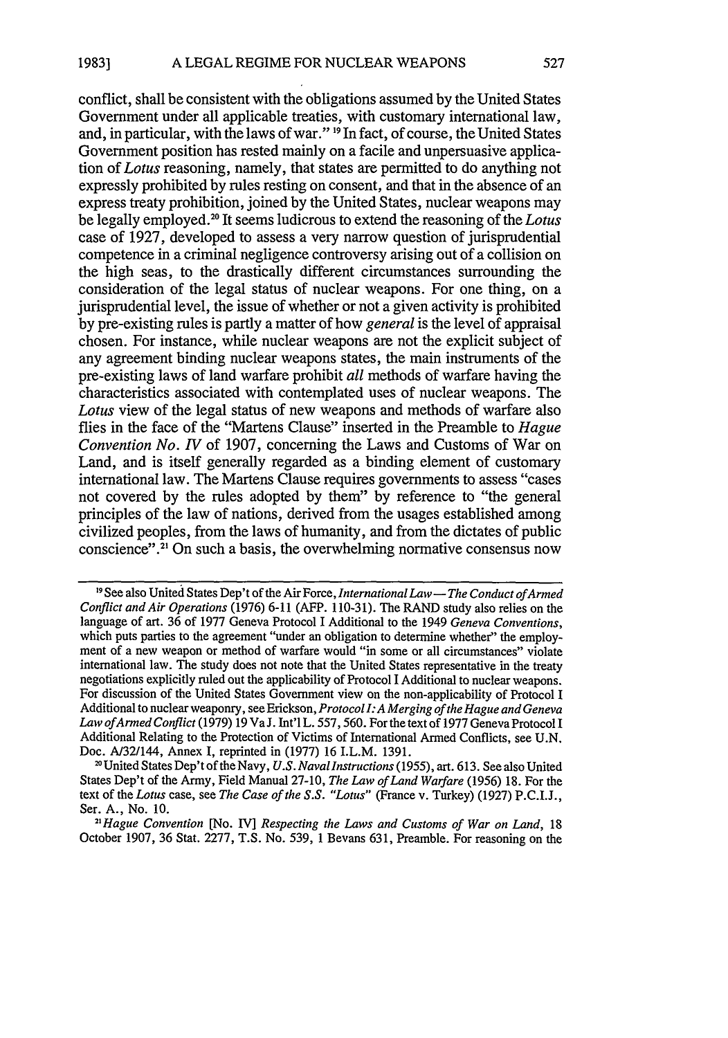conflict, shall be consistent with the obligations assumed by the United States Government under all applicable treaties, with customary international law, and, in particular, with the laws of war."[19] In fact, of course, the United States Government position has rested mainly on a facile and unpersuasive application of *Lotus* reasoning, namely, that states are permitted to do anything not expressly prohibited by rules resting on consent, and that in the absence of an express treaty prohibition, joined by the United States, nuclear weapons may be legally employed.[20] It seems ludicrous to extend the reasoning of the *Lotus* case of 1927, developed to assess a very narrow question of jurisprudential competence in a criminal negligence controversy arising out of a collision on the high seas, to the drastically different circumstances surrounding the consideration of the legal status of nuclear weapons. For one thing, on a jurisprudential level, the issue of whether or not a given activity is prohibited by pre-existing rules is partly a matter of how *general* is the level of appraisal chosen. For instance, while nuclear weapons are not the explicit subject of any agreement binding nuclear weapons states, the main instruments of the pre-existing laws of land warfare prohibit *all* methods of warfare having the characteristics associated with contemplated uses of nuclear weapons. The *Lotus* view of the legal status of new weapons and methods of warfare also flies in the face of the "Martens Clause" inserted in the Preamble to *Hague Convention No. IV* of 1907, concerning the Laws and Customs of War on Land, and is itself generally regarded as a binding element of customary international law. The Martens Clause requires governments to assess "cases not covered by the rules adopted by them" by reference to "the general principles of the law of nations, derived from the usages established among civilized peoples, from the laws of humanity, and from the dictates of public conscience".[21] On such a basis, the overwhelming normative consensus now

---

[19] See also United States Dep't of the Air Force, *International Law — The Conduct of Armed Conflict and Air Operations* (1976) 6-11 (AFP. 110-31). The RAND study also relies on the language of art. 36 of 1977 Geneva Protocol I Additional to the 1949 *Geneva Conventions*, which puts parties to the agreement "under an obligation to determine whether" the employment of a new weapon or method of warfare would "in some or all circumstances" violate international law. The study does not note that the United States representative in the treaty negotiations explicitly ruled out the applicability of Protocol I Additional to nuclear weapons. For discussion of the United States Government view on the non-applicability of Protocol I Additional to nuclear weaponry, see Erickson, *Protocol I: A Merging of the Hague and Geneva Law of Armed Conflict* (1979) 19 Va J. Int'l L. 557, 560. For the text of 1977 Geneva Protocol I Additional Relating to the Protection of Victims of International Armed Conflicts, see U.N. Doc. A/32/144, Annex I, reprinted in (1977) 16 I.L.M. 1391.

[20] United States Dep't of the Navy, *U.S. Naval Instructions* (1955), art. 613. See also United States Dep't of the Army, Field Manual 27-10, *The Law of Land Warfare* (1956) 18. For the text of the *Lotus* case, see *The Case of the S.S. "Lotus"* (France v. Turkey) (1927) P.C.I.J., Ser. A., No. 10.

[21] *Hague Convention* [No. IV] *Respecting the Laws and Customs of War on Land*, 18 October 1907, 36 Stat. 2277, T.S. No. 539, 1 Bevans 631, Preamble. For reasoning on the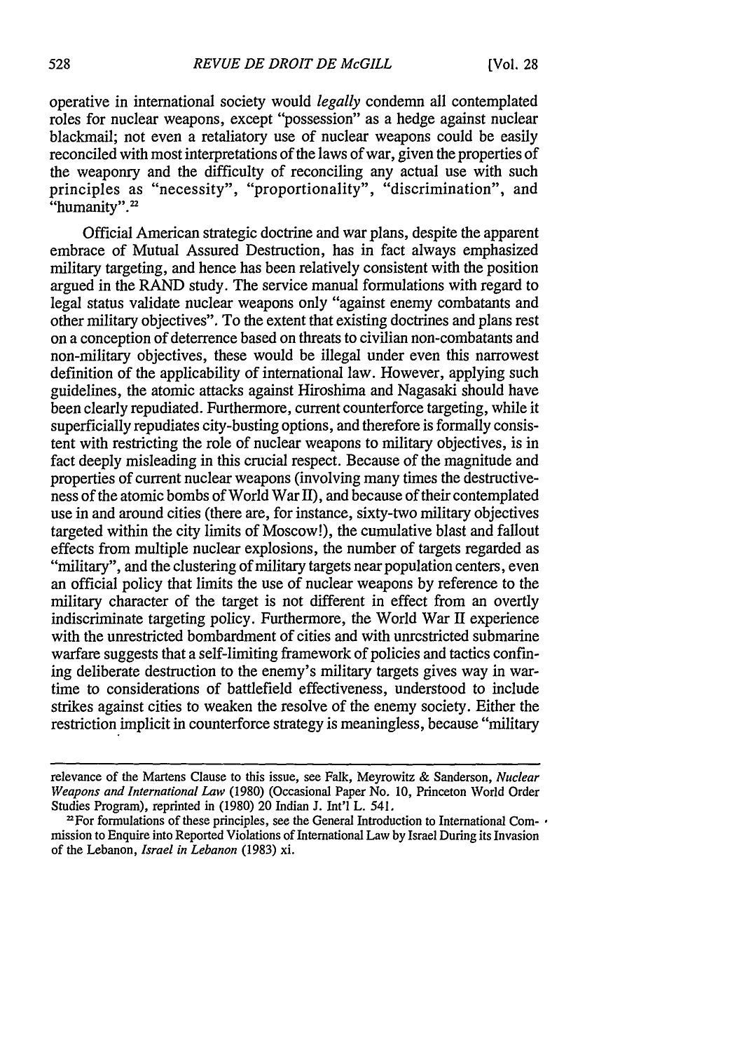operative in international society would *legally* condemn all contemplated roles for nuclear weapons, except "possession" as a hedge against nuclear blackmail; not even a retaliatory use of nuclear weapons could be easily reconciled with most interpretations of the laws of war, given the properties of the weaponry and the difficulty of reconciling any actual use with such principles as "necessity", "proportionality", "discrimination", and "humanity".[22]

Official American strategic doctrine and war plans, despite the apparent embrace of Mutual Assured Destruction, has in fact always emphasized military targeting, and hence has been relatively consistent with the position argued in the RAND study. The service manual formulations with regard to legal status validate nuclear weapons only "against enemy combatants and other military objectives". To the extent that existing doctrines and plans rest on a conception of deterrence based on threats to civilian non-combatants and non-military objectives, these would be illegal under even this narrowest definition of the applicability of international law. However, applying such guidelines, the atomic attacks against Hiroshima and Nagasaki should have been clearly repudiated. Furthermore, current counterforce targeting, while it superficially repudiates city-busting options, and therefore is formally consistent with restricting the role of nuclear weapons to military objectives, is in fact deeply misleading in this crucial respect. Because of the magnitude and properties of current nuclear weapons (involving many times the destructiveness of the atomic bombs of World War II), and because of their contemplated use in and around cities (there are, for instance, sixty-two military objectives targeted within the city limits of Moscow!), the cumulative blast and fallout effects from multiple nuclear explosions, the number of targets regarded as "military", and the clustering of military targets near population centers, even an official policy that limits the use of nuclear weapons by reference to the military character of the target is not different in effect from an overtly indiscriminate targeting policy. Furthermore, the World War II experience with the unrestricted bombardment of cities and with unrestricted submarine warfare suggests that a self-limiting framework of policies and tactics confining deliberate destruction to the enemy's military targets gives way in wartime to considerations of battlefield effectiveness, understood to include strikes against cities to weaken the resolve of the enemy society. Either the restriction implicit in counterforce strategy is meaningless, because "military

---

relevance of the Martens Clause to this issue, see Falk, Meyrowitz & Sanderson, *Nuclear Weapons and International Law* (1980) (Occasional Paper No. 10, Princeton World Order Studies Program), reprinted in (1980) 20 Indian J. Int'l L. 541.

[22] For formulations of these principles, see the General Introduction to International Commission to Enquire into Reported Violations of International Law by Israel During its Invasion of the Lebanon, *Israel in Lebanon* (1983) xi.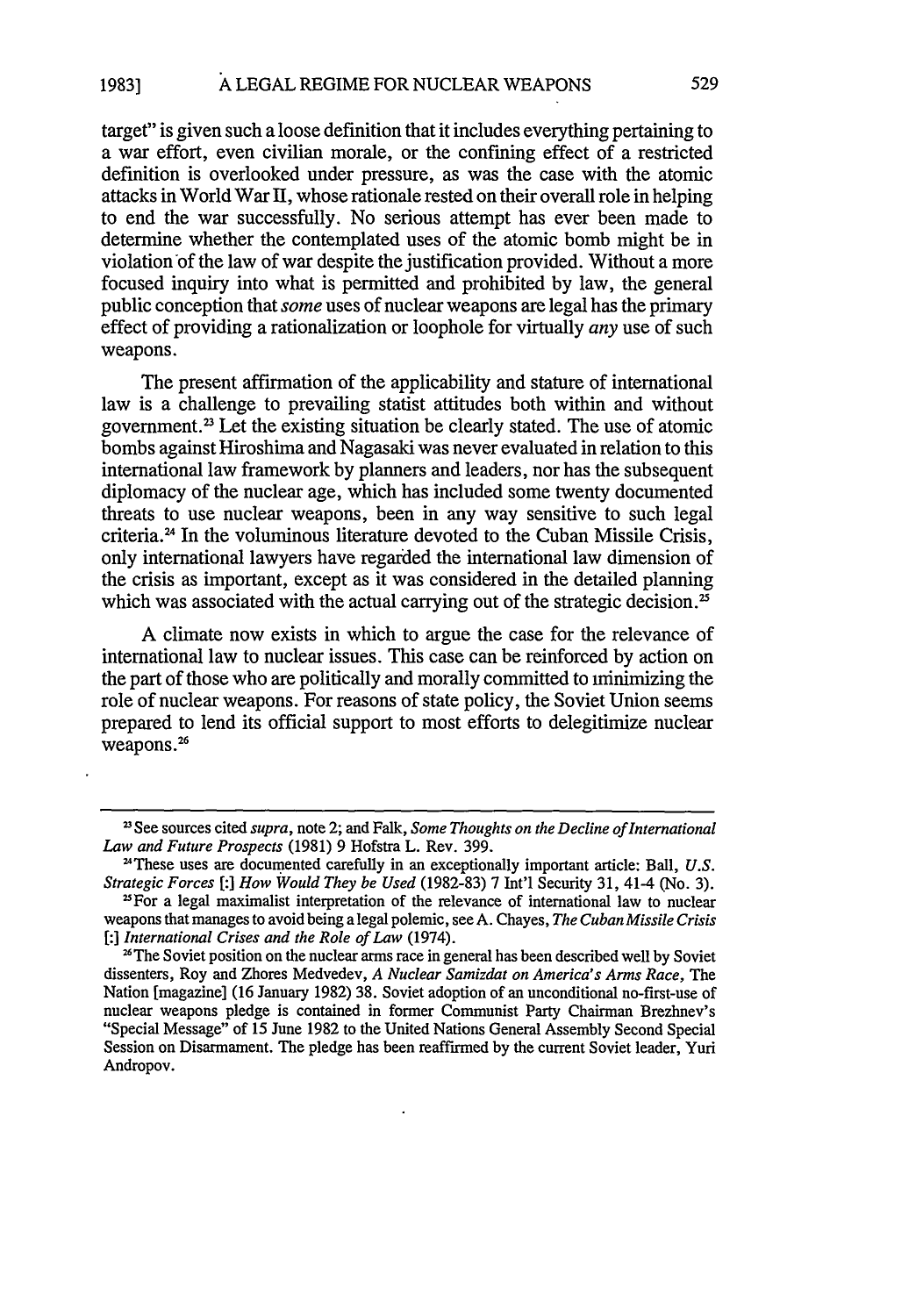target" is given such a loose definition that it includes everything pertaining to a war effort, even civilian morale, or the confining effect of a restricted definition is overlooked under pressure, as was the case with the atomic attacks in World War II, whose rationale rested on their overall role in helping to end the war successfully. No serious attempt has ever been made to determine whether the contemplated uses of the atomic bomb might be in violation of the law of war despite the justification provided. Without a more focused inquiry into what is permitted and prohibited by law, the general public conception that *some* uses of nuclear weapons are legal has the primary effect of providing a rationalization or loophole for virtually *any* use of such weapons.

The present affirmation of the applicability and stature of international law is a challenge to prevailing statist attitudes both within and without government.[23] Let the existing situation be clearly stated. The use of atomic bombs against Hiroshima and Nagasaki was never evaluated in relation to this international law framework by planners and leaders, nor has the subsequent diplomacy of the nuclear age, which has included some twenty documented threats to use nuclear weapons, been in any way sensitive to such legal criteria.[24] In the voluminous literature devoted to the Cuban Missile Crisis, only international lawyers have regarded the international law dimension of the crisis as important, except as it was considered in the detailed planning which was associated with the actual carrying out of the strategic decision.[25]

A climate now exists in which to argue the case for the relevance of international law to nuclear issues. This case can be reinforced by action on the part of those who are politically and morally committed to minimizing the role of nuclear weapons. For reasons of state policy, the Soviet Union seems prepared to lend its official support to most efforts to delegitimize nuclear weapons.[26]

---

[23] See sources cited *supra*, note 2; and Falk, *Some Thoughts on the Decline of International Law and Future Prospects* (1981) 9 Hofstra L. Rev. 399.

[24] These uses are documented carefully in an exceptionally important article: Ball, *U.S. Strategic Forces* [:] *How Would They be Used* (1982-83) 7 Int'l Security 31, 41-4 (No. 3).

[25] For a legal maximalist interpretation of the relevance of international law to nuclear weapons that manages to avoid being a legal polemic, see A. Chayes, *The Cuban Missile Crisis* [:] *International Crises and the Role of Law* (1974).

[26] The Soviet position on the nuclear arms race in general has been described well by Soviet dissenters, Roy and Zhores Medvedev, *A Nuclear Samizdat on America's Arms Race*, The Nation [magazine] (16 January 1982) 38. Soviet adoption of an unconditional no-first-use of nuclear weapons pledge is contained in former Communist Party Chairman Brezhnev's "Special Message" of 15 June 1982 to the United Nations General Assembly Second Special Session on Disarmament. The pledge has been reaffirmed by the current Soviet leader, Yuri Andropov.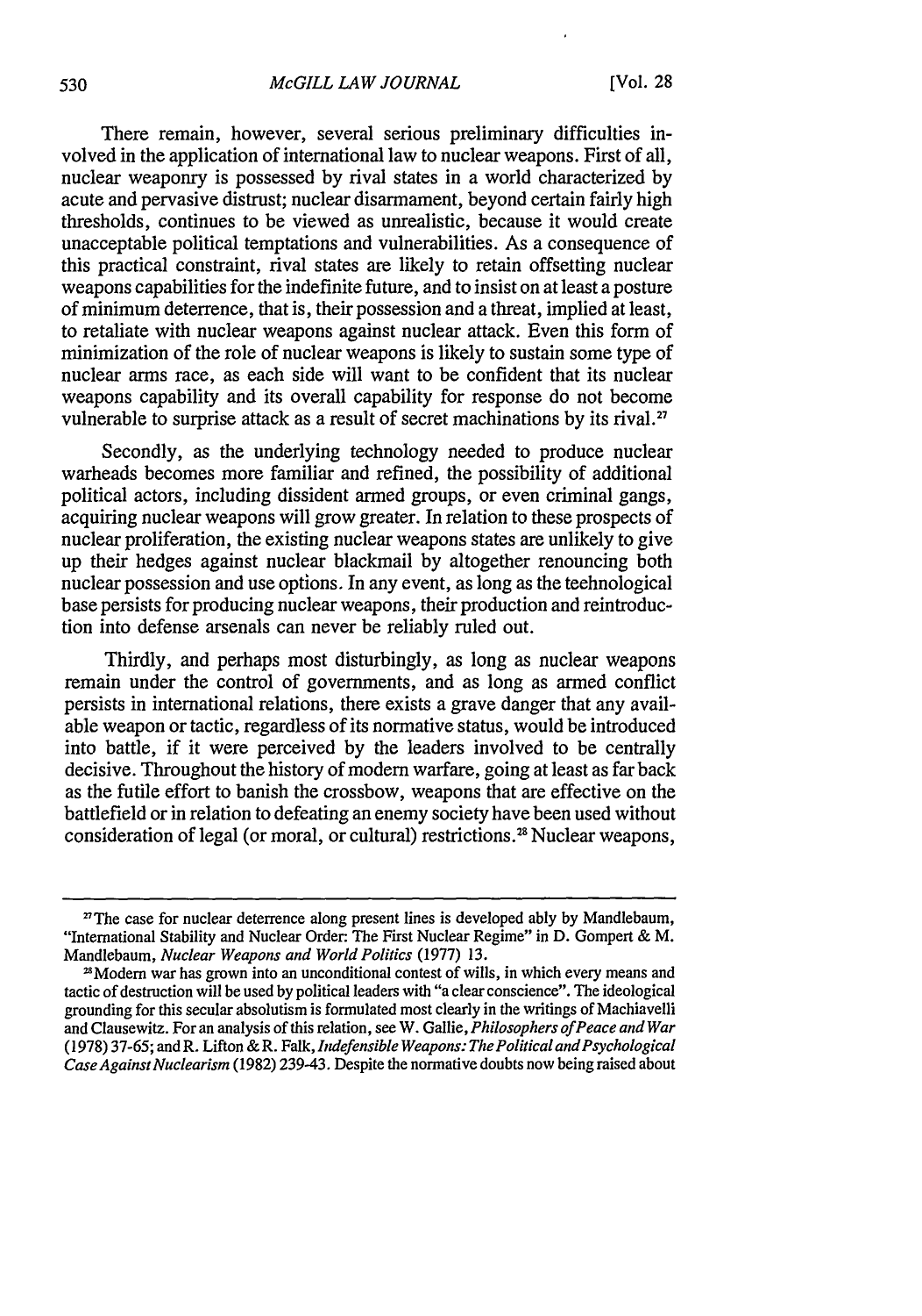There remain, however, several serious preliminary difficulties involved in the application of international law to nuclear weapons. First of all, nuclear weaponry is possessed by rival states in a world characterized by acute and pervasive distrust; nuclear disarmament, beyond certain fairly high thresholds, continues to be viewed as unrealistic, because it would create unacceptable political temptations and vulnerabilities. As a consequence of this practical constraint, rival states are likely to retain offsetting nuclear weapons capabilities for the indefinite future, and to insist on at least a posture of minimum deterrence, that is, their possession and a threat, implied at least, to retaliate with nuclear weapons against nuclear attack. Even this form of minimization of the role of nuclear weapons is likely to sustain some type of nuclear arms race, as each side will want to be confident that its nuclear weapons capability and its overall capability for response do not become vulnerable to surprise attack as a result of secret machinations by its rival.[27]

Secondly, as the underlying technology needed to produce nuclear warheads becomes more familiar and refined, the possibility of additional political actors, including dissident armed groups, or even criminal gangs, acquiring nuclear weapons will grow greater. In relation to these prospects of nuclear proliferation, the existing nuclear weapons states are unlikely to give up their hedges against nuclear blackmail by altogether renouncing both nuclear possession and use options. In any event, as long as the teehnological base persists for producing nuclear weapons, their production and reintroduction into defense arsenals can never be reliably ruled out.

Thirdly, and perhaps most disturbingly, as long as nuclear weapons remain under the control of governments, and as long as armed conflict persists in international relations, there exists a grave danger that any available weapon or tactic, regardless of its normative status, would be introduced into battle, if it were perceived by the leaders involved to be centrally decisive. Throughout the history of modern warfare, going at least as far back as the futile effort to banish the crossbow, weapons that are effective on the battlefield or in relation to defeating an enemy society have been used without consideration of legal (or moral, or cultural) restrictions.[28] Nuclear weapons,

---

[27] The case for nuclear deterrence along present lines is developed ably by Mandlebaum, "International Stability and Nuclear Order: The First Nuclear Regime" in D. Gompert & M. Mandlebaum, *Nuclear Weapons and World Politics* (1977) 13.

[28] Modern war has grown into an unconditional contest of wills, in which every means and tactic of destruction will be used by political leaders with "a clear conscience". The ideological grounding for this secular absolutism is formulated most clearly in the writings of Machiavelli and Clausewitz. For an analysis of this relation, see W. Gallie, *Philosophers of Peace and War* (1978) 37-65; and R. Lifton & R. Falk, *Indefensible Weapons: The Political and Psychological Case Against Nuclearism* (1982) 239-43. Despite the normative doubts now being raised about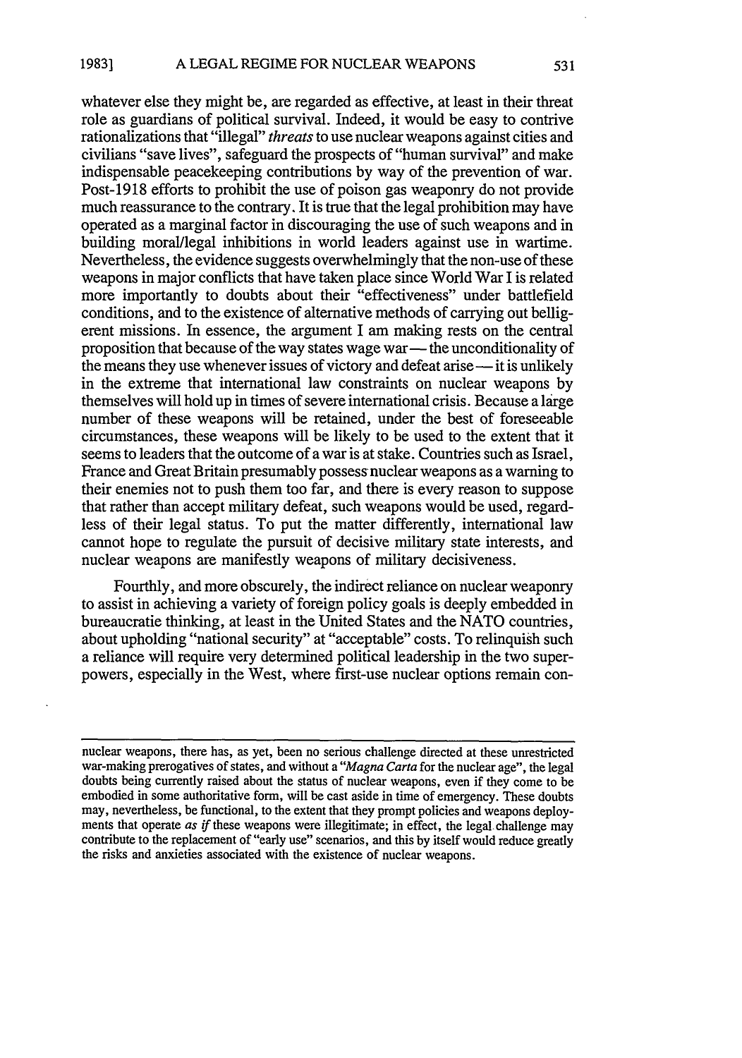whatever else they might be, are regarded as effective, at least in their threat role as guardians of political survival. Indeed, it would be easy to contrive rationalizations that "illegal" *threats* to use nuclear weapons against cities and civilians "save lives", safeguard the prospects of "human survival" and make indispensable peacekeeping contributions by way of the prevention of war. Post-1918 efforts to prohibit the use of poison gas weaponry do not provide much reassurance to the contrary. It is true that the legal prohibition may have operated as a marginal factor in discouraging the use of such weapons and in building moral/legal inhibitions in world leaders against use in wartime. Nevertheless, the evidence suggests overwhelmingly that the non-use of these weapons in major conflicts that have taken place since World War I is related more importantly to doubts about their "effectiveness" under battlefield conditions, and to the existence of alternative methods of carrying out belligerent missions. In essence, the argument I am making rests on the central proposition that because of the way states wage war — the unconditionality of the means they use whenever issues of victory and defeat arise — it is unlikely in the extreme that international law constraints on nuclear weapons by themselves will hold up in times of severe international crisis. Because a large number of these weapons will be retained, under the best of foreseeable circumstances, these weapons will be likely to be used to the extent that it seems to leaders that the outcome of a war is at stake. Countries such as Israel, France and Great Britain presumably possess nuclear weapons as a warning to their enemies not to push them too far, and there is every reason to suppose that rather than accept military defeat, such weapons would be used, regardless of their legal status. To put the matter differently, international law cannot hope to regulate the pursuit of decisive military state interests, and nuclear weapons are manifestly weapons of military decisiveness.

Fourthly, and more obscurely, the indirect reliance on nuclear weaponry to assist in achieving a variety of foreign policy goals is deeply embedded in bureaucratic thinking, at least in the United States and the NATO countries, about upholding "national security" at "acceptable" costs. To relinquish such a reliance will require very determined political leadership in the two superpowers, especially in the West, where first-use nuclear options remain con-

---

nuclear weapons, there has, as yet, been no serious challenge directed at these unrestricted war-making prerogatives of states, and without a "*Magna Carta* for the nuclear age", the legal doubts being currently raised about the status of nuclear weapons, even if they come to be embodied in some authoritative form, will be cast aside in time of emergency. These doubts may, nevertheless, be functional, to the extent that they prompt policies and weapons deployments that operate *as if* these weapons were illegitimate; in effect, the legal challenge may contribute to the replacement of "early use" scenarios, and this by itself would reduce greatly the risks and anxieties associated with the existence of nuclear weapons.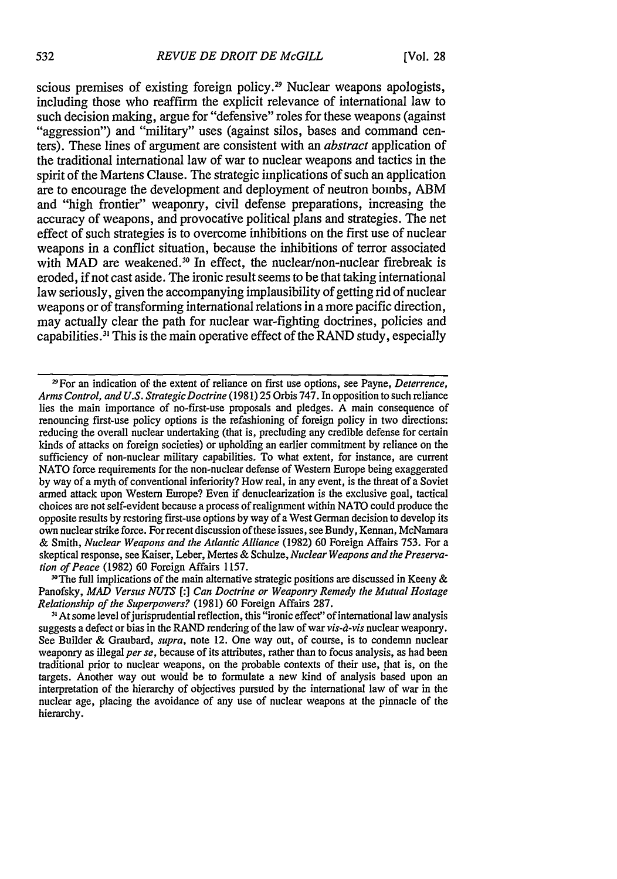scious premises of existing foreign policy.[29] Nuclear weapons apologists, including those who reaffirm the explicit relevance of international law to such decision making, argue for "defensive" roles for these weapons (against "aggression") and "military" uses (against silos, bases and command centers). These lines of argument are consistent with an *abstract* application of the traditional international law of war to nuclear weapons and tactics in the spirit of the Martens Clause. The strategic implications of such an application are to encourage the development and deployment of neutron bombs, ABM and "high frontier" weaponry, civil defense preparations, increasing the accuracy of weapons, and provocative political plans and strategies. The net effect of such strategies is to overcome inhibitions on the first use of nuclear weapons in a conflict situation, because the inhibitions of terror associated with MAD are weakened.[30] In effect, the nuclear/non-nuclear firebreak is eroded, if not cast aside. The ironic result seems to be that taking international law seriously, given the accompanying implausibility of getting rid of nuclear weapons or of transforming international relations in a more pacific direction, may actually clear the path for nuclear war-fighting doctrines, policies and capabilities.[31] This is the main operative effect of the RAND study, especially

---

[29] For an indication of the extent of reliance on first use options, see Payne, *Deterrence, Arms Control, and U.S. Strategic Doctrine* (1981) 25 Orbis 747. In opposition to such reliance lies the main importance of no-first-use proposals and pledges. A main consequence of renouncing first-use policy options is the refashioning of foreign policy in two directions: reducing the overall nuclear undertaking (that is, precluding any credible defense for certain kinds of attacks on foreign societies) or upholding an earlier commitment by reliance on the sufficiency of non-nuclear military capabilities. To what extent, for instance, are current NATO force requirements for the non-nuclear defense of Western Europe being exaggerated by way of a myth of conventional inferiority? How real, in any event, is the threat of a Soviet armed attack upon Western Europe? Even if denuclearization is the exclusive goal, tactical choices are not self-evident because a process of realignment within NATO could produce the opposite results by restoring first-use options by way of a West German decision to develop its own nuclear strike force. For recent discussion of these issues, see Bundy, Kennan, McNamara & Smith, *Nuclear Weapons and the Atlantic Alliance* (1982) 60 Foreign Affairs 753. For a skeptical response, see Kaiser, Leber, Mertes & Schulze, *Nuclear Weapons and the Preservation of Peace* (1982) 60 Foreign Affairs 1157.

[30] The full implications of the main alternative strategic positions are discussed in Keeny & Panofsky, *MAD Versus NUTS [:] Can Doctrine or Weaponry Remedy the Mutual Hostage Relationship of the Superpowers?* (1981) 60 Foreign Affairs 287.

[31] At some level of jurisprudential reflection, this "ironic effect" of international law analysis suggests a defect or bias in the RAND rendering of the law of war *vis-à-vis* nuclear weaponry. See Builder & Graubard, *supra*, note 12. One way out, of course, is to condemn nuclear weaponry as illegal *per se*, because of its attributes, rather than to focus analysis, as had been traditional prior to nuclear weapons, on the probable contexts of their use, that is, on the targets. Another way out would be to formulate a new kind of analysis based upon an interpretation of the hierarchy of objectives pursued by the international law of war in the nuclear age, placing the avoidance of any use of nuclear weapons at the pinnacle of the hierarchy.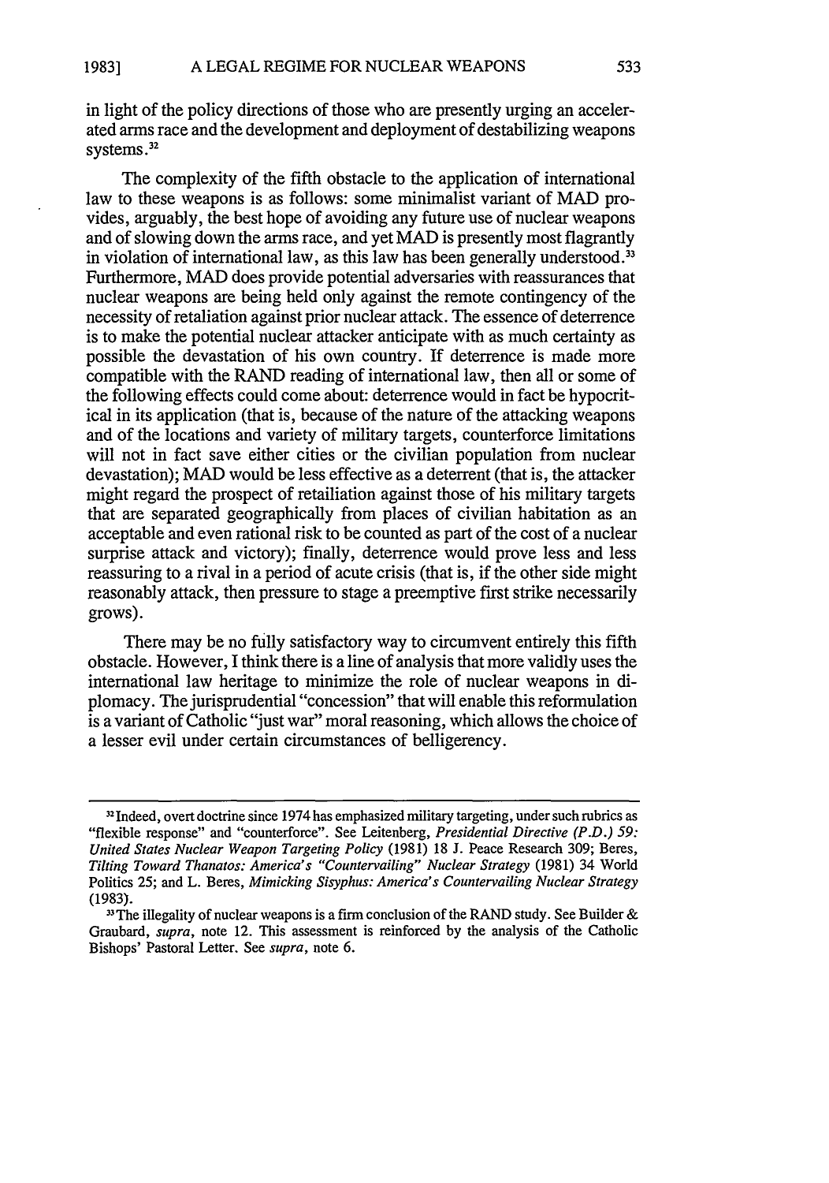in light of the policy directions of those who are presently urging an accelerated arms race and the development and deployment of destabilizing weapons systems.[32]

The complexity of the fifth obstacle to the application of international law to these weapons is as follows: some minimalist variant of MAD provides, arguably, the best hope of avoiding any future use of nuclear weapons and of slowing down the arms race, and yet MAD is presently most flagrantly in violation of international law, as this law has been generally understood.[33] Furthermore, MAD does provide potential adversaries with reassurances that nuclear weapons are being held only against the remote contingency of the necessity of retaliation against prior nuclear attack. The essence of deterrence is to make the potential nuclear attacker anticipate with as much certainty as possible the devastation of his own country. If deterrence is made more compatible with the RAND reading of international law, then all or some of the following effects could come about: deterrence would in fact be hypocritical in its application (that is, because of the nature of the attacking weapons and of the locations and variety of military targets, counterforce limitations will not in fact save either cities or the civilian population from nuclear devastation); MAD would be less effective as a deterrent (that is, the attacker might regard the prospect of retailiation against those of his military targets that are separated geographically from places of civilian habitation as an acceptable and even rational risk to be counted as part of the cost of a nuclear surprise attack and victory); finally, deterrence would prove less and less reassuring to a rival in a period of acute crisis (that is, if the other side might reasonably attack, then pressure to stage a preemptive first strike necessarily grows).

There may be no fully satisfactory way to circumvent entirely this fifth obstacle. However, I think there is a line of analysis that more validly uses the international law heritage to minimize the role of nuclear weapons in diplomacy. The jurisprudential "concession" that will enable this reformulation is a variant of Catholic "just war" moral reasoning, which allows the choice of a lesser evil under certain circumstances of belligerency.

---

[32] Indeed, overt doctrine since 1974 has emphasized military targeting, under such rubrics as "flexible response" and "counterforce". See Leitenberg, *Presidential Directive (P.D.) 59: United States Nuclear Weapon Targeting Policy* (1981) 18 J. Peace Research 309; Beres, *Tilting Toward Thanatos: America's "Countervailing" Nuclear Strategy* (1981) 34 World Politics 25; and L. Beres, *Mimicking Sisyphus: America's Countervailing Nuclear Strategy* (1983).

[33] The illegality of nuclear weapons is a firm conclusion of the RAND study. See Builder & Graubard, *supra*, note 12. This assessment is reinforced by the analysis of the Catholic Bishops' Pastoral Letter. See *supra*, note 6.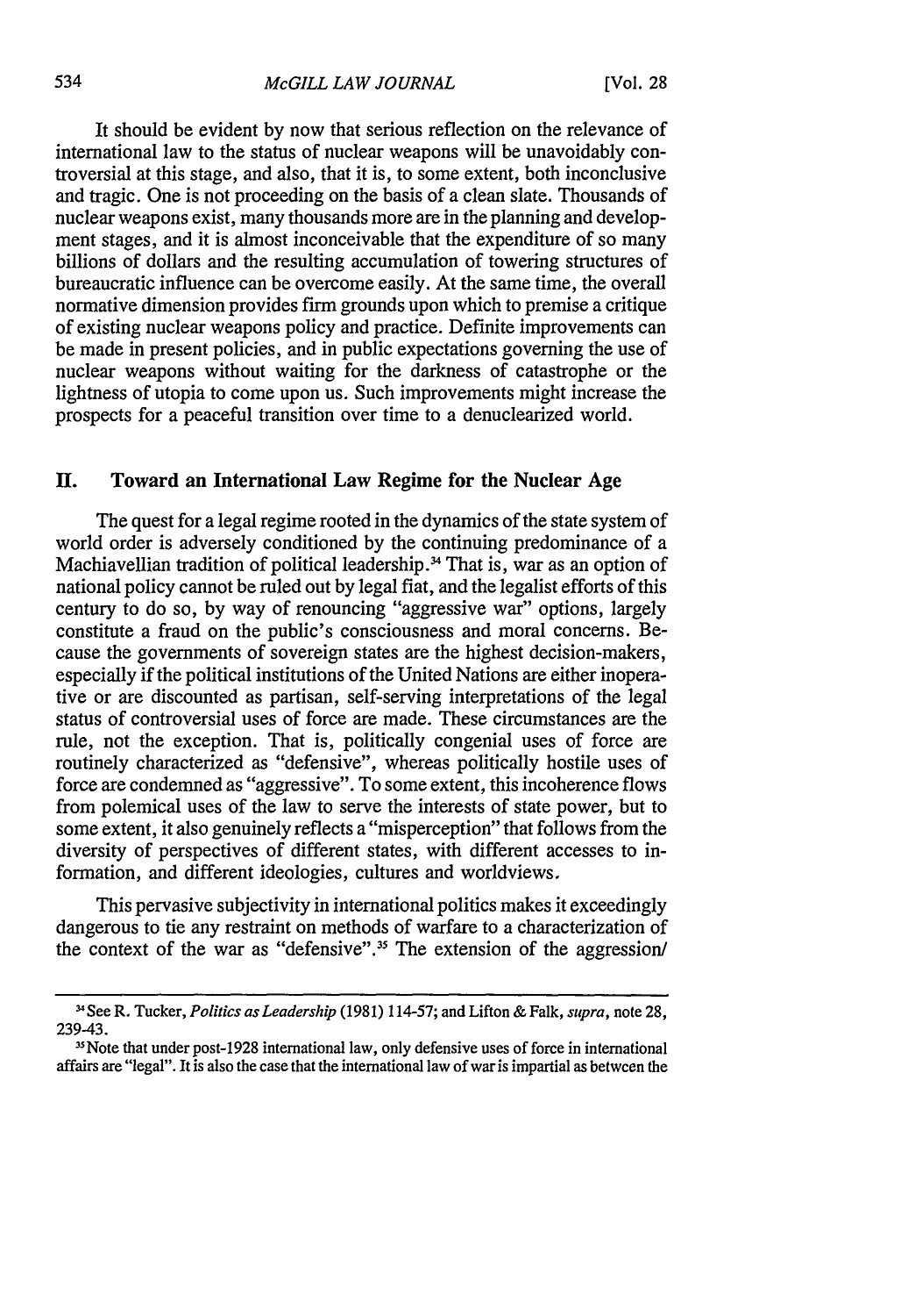It should be evident by now that serious reflection on the relevance of international law to the status of nuclear weapons will be unavoidably controversial at this stage, and also, that it is, to some extent, both inconclusive and tragic. One is not proceeding on the basis of a clean slate. Thousands of nuclear weapons exist, many thousands more are in the planning and development stages, and it is almost inconceivable that the expenditure of so many billions of dollars and the resulting accumulation of towering structures of bureaucratic influence can be overcome easily. At the same time, the overall normative dimension provides firm grounds upon which to premise a critique of existing nuclear weapons policy and practice. Definite improvements can be made in present policies, and in public expectations governing the use of nuclear weapons without waiting for the darkness of catastrophe or the lightness of utopia to come upon us. Such improvements might increase the prospects for a peaceful transition over time to a denuclearized world.

## II. Toward an International Law Regime for the Nuclear Age

The quest for a legal regime rooted in the dynamics of the state system of world order is adversely conditioned by the continuing predominance of a Machiavellian tradition of political leadership.[34] That is, war as an option of national policy cannot be ruled out by legal fiat, and the legalist efforts of this century to do so, by way of renouncing "aggressive war" options, largely constitute a fraud on the public's consciousness and moral concerns. Because the governments of sovereign states are the highest decision-makers, especially if the political institutions of the United Nations are either inoperative or are discounted as partisan, self-serving interpretations of the legal status of controversial uses of force are made. These circumstances are the rule, not the exception. That is, politically congenial uses of force are routinely characterized as "defensive", whereas politically hostile uses of force are condemned as "aggressive". To some extent, this incoherence flows from polemical uses of the law to serve the interests of state power, but to some extent, it also genuinely reflects a "misperception" that follows from the diversity of perspectives of different states, with different accesses to information, and different ideologies, cultures and worldviews.

This pervasive subjectivity in international politics makes it exceedingly dangerous to tie any restraint on methods of warfare to a characterization of the context of the war as "defensive".[35] The extension of the aggression/

---

[34] See R. Tucker, *Politics as Leadership* (1981) 114-57; and Lifton & Falk, *supra*, note 28, 239-43.

[35] Note that under post-1928 international law, only defensive uses of force in international affairs are "legal". It is also the case that the international law of war is impartial as between the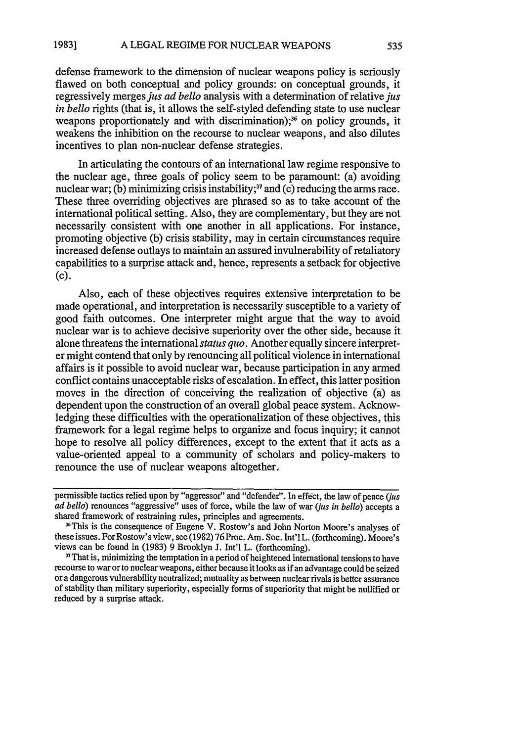defense framework to the dimension of nuclear weapons policy is seriously flawed on both conceptual and policy grounds: on conceptual grounds, it regressively merges *jus ad bello* analysis with a determination of relative *jus in bello* rights (that is, it allows the self-styled defending state to use nuclear weapons proportionately and with discrimination);[36] on policy grounds, it weakens the inhibition on the recourse to nuclear weapons, and also dilutes incentives to plan non-nuclear defense strategies.

In articulating the contours of an international law regime responsive to the nuclear age, three goals of policy seem to be paramount: (a) avoiding nuclear war; (b) minimizing crisis instability;[37] and (c) reducing the arms race. These three overriding objectives are phrased so as to take account of the international political setting. Also, they are complementary, but they are not necessarily consistent with one another in all applications. For instance, promoting objective (b) crisis stability, may in certain circumstances require increased defense outlays to maintain an assured invulnerability of retaliatory capabilities to a surprise attack and, hence, represents a setback for objective (c).

Also, each of these objectives requires extensive interpretation to be made operational, and interpretation is necessarily susceptible to a variety of good faith outcomes. One interpreter might argue that the way to avoid nuclear war is to achieve decisive superiority over the other side, because it alone threatens the international *status quo*. Another equally sincere interpreter might contend that only by renouncing all political violence in international affairs is it possible to avoid nuclear war, because participation in any armed conflict contains unacceptable risks of escalation. In effect, this latter position moves in the direction of conceiving the realization of objective (a) as dependent upon the construction of an overall global peace system. Acknowledging these difficulties with the operationalization of these objectives, this framework for a legal regime helps to organize and focus inquiry; it cannot hope to resolve all policy differences, except to the extent that it acts as a value-oriented appeal to a community of scholars and policy-makers to renounce the use of nuclear weapons altogether.

---

permissible tactics relied upon by "aggressor" and "defender". In effect, the law of peace (*jus ad bello*) renounces "aggressive" uses of force, while the law of war (*jus in bello*) accepts a shared framework of restraining rules, principles and agreements.

[36] This is the consequence of Eugene V. Rostow's and John Norton Moore's analyses of these issues. For Rostow's view, see (1982) 76 Proc. Am. Soc. Int'l L. (forthcoming). Moore's views can be found in (1983) 9 Brooklyn J. Int'l L. (forthcoming).

[37] That is, minimizing the temptation in a period of heightened international tensions to have recourse to war or to nuclear weapons, either because it looks as if an advantage could be seized or a dangerous vulnerability neutralized; mutuality as between nuclear rivals is better assurance of stability than military superiority, especially forms of superiority that might be nullified or reduced by a surprise attack.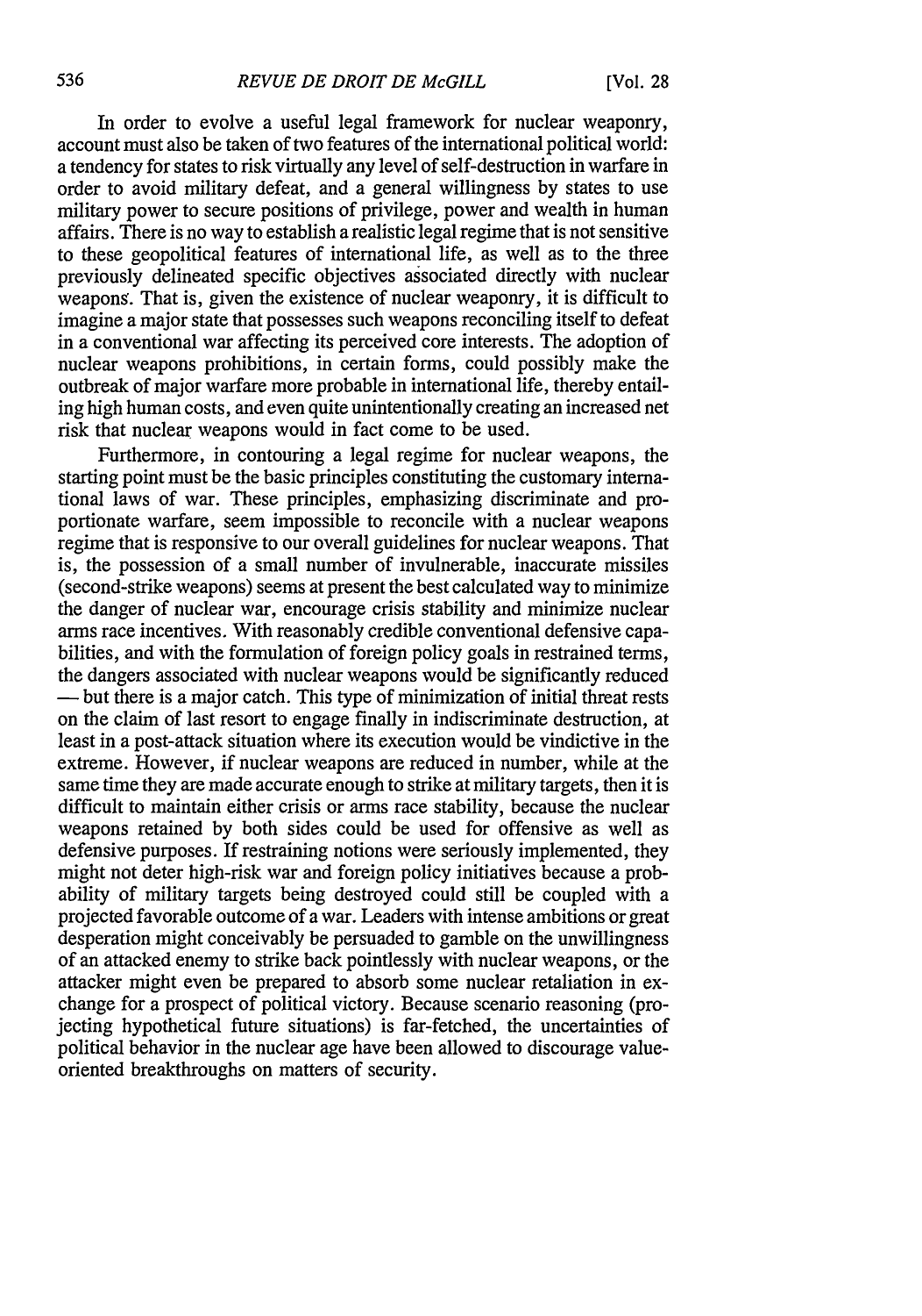In order to evolve a useful legal framework for nuclear weaponry, account must also be taken of two features of the international political world: a tendency for states to risk virtually any level of self-destruction in warfare in order to avoid military defeat, and a general willingness by states to use military power to secure positions of privilege, power and wealth in human affairs. There is no way to establish a realistic legal regime that is not sensitive to these geopolitical features of international life, as well as to the three previously delineated specific objectives associated directly with nuclear weapons. That is, given the existence of nuclear weaponry, it is difficult to imagine a major state that possesses such weapons reconciling itself to defeat in a conventional war affecting its perceived core interests. The adoption of nuclear weapons prohibitions, in certain forms, could possibly make the outbreak of major warfare more probable in international life, thereby entailing high human costs, and even quite unintentionally creating an increased net risk that nuclear weapons would in fact come to be used.

Furthermore, in contouring a legal regime for nuclear weapons, the starting point must be the basic principles constituting the customary international laws of war. These principles, emphasizing discriminate and proportionate warfare, seem impossible to reconcile with a nuclear weapons regime that is responsive to our overall guidelines for nuclear weapons. That is, the possession of a small number of invulnerable, inaccurate missiles (second-strike weapons) seems at present the best calculated way to minimize the danger of nuclear war, encourage crisis stability and minimize nuclear arms race incentives. With reasonably credible conventional defensive capabilities, and with the formulation of foreign policy goals in restrained terms, the dangers associated with nuclear weapons would be significantly reduced — but there is a major catch. This type of minimization of initial threat rests on the claim of last resort to engage finally in indiscriminate destruction, at least in a post-attack situation where its execution would be vindictive in the extreme. However, if nuclear weapons are reduced in number, while at the same time they are made accurate enough to strike at military targets, then it is difficult to maintain either crisis or arms race stability, because the nuclear weapons retained by both sides could be used for offensive as well as defensive purposes. If restraining notions were seriously implemented, they might not deter high-risk war and foreign policy initiatives because a probability of military targets being destroyed could still be coupled with a projected favorable outcome of a war. Leaders with intense ambitions or great desperation might conceivably be persuaded to gamble on the unwillingness of an attacked enemy to strike back pointlessly with nuclear weapons, or the attacker might even be prepared to absorb some nuclear retaliation in exchange for a prospect of political victory. Because scenario reasoning (projecting hypothetical future situations) is far-fetched, the uncertainties of political behavior in the nuclear age have been allowed to discourage value-oriented breakthroughs on matters of security.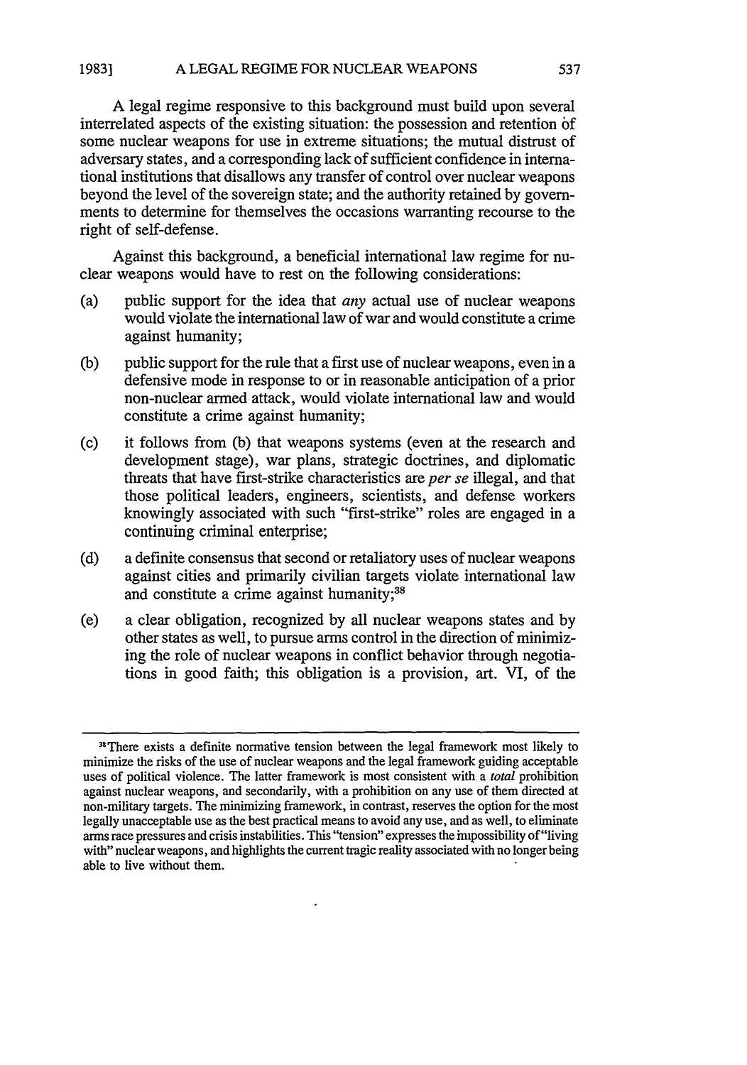A legal regime responsive to this background must build upon several interrelated aspects of the existing situation: the possession and retention of some nuclear weapons for use in extreme situations; the mutual distrust of adversary states, and a corresponding lack of sufficient confidence in international institutions that disallows any transfer of control over nuclear weapons beyond the level of the sovereign state; and the authority retained by governments to determine for themselves the occasions warranting recourse to the right of self-defense.

Against this background, a beneficial international law regime for nuclear weapons would have to rest on the following considerations:

(a) public support for the idea that *any* actual use of nuclear weapons would violate the international law of war and would constitute a crime against humanity;

(b) public support for the rule that a first use of nuclear weapons, even in a defensive mode in response to or in reasonable anticipation of a prior non-nuclear armed attack, would violate international law and would constitute a crime against humanity;

(c) it follows from (b) that weapons systems (even at the research and development stage), war plans, strategic doctrines, and diplomatic threats that have first-strike characteristics are *per se* illegal, and that those political leaders, engineers, scientists, and defense workers knowingly associated with such "first-strike" roles are engaged in a continuing criminal enterprise;

(d) a definite consensus that second or retaliatory uses of nuclear weapons against cities and primarily civilian targets violate international law and constitute a crime against humanity;[38]

(e) a clear obligation, recognized by all nuclear weapons states and by other states as well, to pursue arms control in the direction of minimizing the role of nuclear weapons in conflict behavior through negotiations in good faith; this obligation is a provision, art. VI, of the

---

[38] There exists a definite normative tension between the legal framework most likely to minimize the risks of the use of nuclear weapons and the legal framework guiding acceptable uses of political violence. The latter framework is most consistent with a *total* prohibition against nuclear weapons, and secondarily, with a prohibition on any use of them directed at non-military targets. The minimizing framework, in contrast, reserves the option for the most legally unacceptable use as the best practical means to avoid any use, and as well, to eliminate arms race pressures and crisis instabilities. This "tension" expresses the impossibility of "living with" nuclear weapons, and highlights the current tragic reality associated with no longer being able to live without them.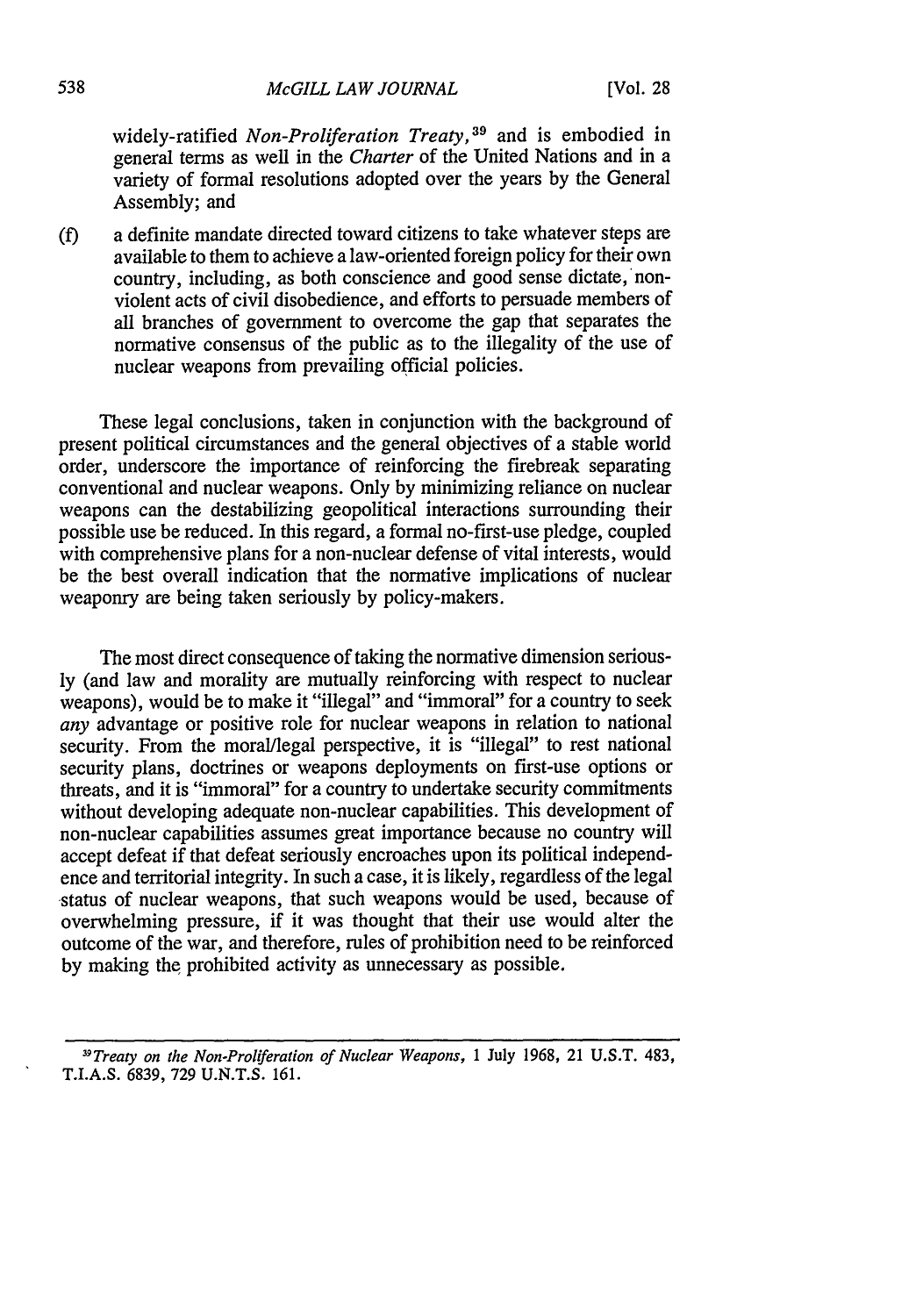widely-ratified *Non-Proliferation Treaty,*[39] and is embodied in general terms as well in the *Charter* of the United Nations and in a variety of formal resolutions adopted over the years by the General Assembly; and

(f) a definite mandate directed toward citizens to take whatever steps are available to them to achieve a law-oriented foreign policy for their own country, including, as both conscience and good sense dictate, non-violent acts of civil disobedience, and efforts to persuade members of all branches of government to overcome the gap that separates the normative consensus of the public as to the illegality of the use of nuclear weapons from prevailing official policies.

These legal conclusions, taken in conjunction with the background of present political circumstances and the general objectives of a stable world order, underscore the importance of reinforcing the firebreak separating conventional and nuclear weapons. Only by minimizing reliance on nuclear weapons can the destabilizing geopolitical interactions surrounding their possible use be reduced. In this regard, a formal no-first-use pledge, coupled with comprehensive plans for a non-nuclear defense of vital interests, would be the best overall indication that the normative implications of nuclear weaponry are being taken seriously by policy-makers.

The most direct consequence of taking the normative dimension seriously (and law and morality are mutually reinforcing with respect to nuclear weapons), would be to make it "illegal" and "immoral" for a country to seek *any* advantage or positive role for nuclear weapons in relation to national security. From the moral/legal perspective, it is "illegal" to rest national security plans, doctrines or weapons deployments on first-use options or threats, and it is "immoral" for a country to undertake security commitments without developing adequate non-nuclear capabilities. This development of non-nuclear capabilities assumes great importance because no country will accept defeat if that defeat seriously encroaches upon its political independence and territorial integrity. In such a case, it is likely, regardless of the legal status of nuclear weapons, that such weapons would be used, because of overwhelming pressure, if it was thought that their use would alter the outcome of the war, and therefore, rules of prohibition need to be reinforced by making the prohibited activity as unnecessary as possible.

---

[39] *Treaty on the Non-Proliferation of Nuclear Weapons,* 1 July 1968, 21 U.S.T. 483, T.I.A.S. 6839, 729 U.N.T.S. 161.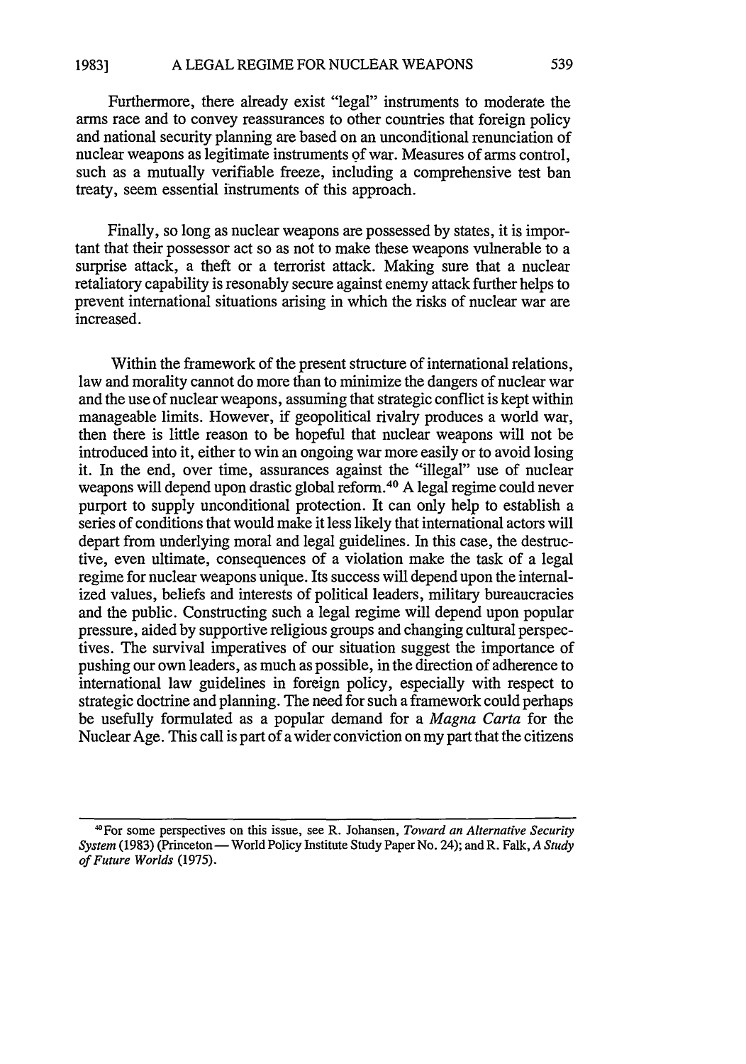Furthermore, there already exist "legal" instruments to moderate the arms race and to convey reassurances to other countries that foreign policy and national security planning are based on an unconditional renunciation of nuclear weapons as legitimate instruments of war. Measures of arms control, such as a mutually verifiable freeze, including a comprehensive test ban treaty, seem essential instruments of this approach.

Finally, so long as nuclear weapons are possessed by states, it is important that their possessor act so as not to make these weapons vulnerable to a surprise attack, a theft or a terrorist attack. Making sure that a nuclear retaliatory capability is resonably secure against enemy attack further helps to prevent international situations arising in which the risks of nuclear war are increased.

Within the framework of the present structure of international relations, law and morality cannot do more than to minimize the dangers of nuclear war and the use of nuclear weapons, assuming that strategic conflict is kept within manageable limits. However, if geopolitical rivalry produces a world war, then there is little reason to be hopeful that nuclear weapons will not be introduced into it, either to win an ongoing war more easily or to avoid losing it. In the end, over time, assurances against the "illegal" use of nuclear weapons will depend upon drastic global reform.[40] A legal regime could never purport to supply unconditional protection. It can only help to establish a series of conditions that would make it less likely that international actors will depart from underlying moral and legal guidelines. In this case, the destructive, even ultimate, consequences of a violation make the task of a legal regime for nuclear weapons unique. Its success will depend upon the internalized values, beliefs and interests of political leaders, military bureaucracies and the public. Constructing such a legal regime will depend upon popular pressure, aided by supportive religious groups and changing cultural perspectives. The survival imperatives of our situation suggest the importance of pushing our own leaders, as much as possible, in the direction of adherence to international law guidelines in foreign policy, especially with respect to strategic doctrine and planning. The need for such a framework could perhaps be usefully formulated as a popular demand for a *Magna Carta* for the Nuclear Age. This call is part of a wider conviction on my part that the citizens

[40] For some perspectives on this issue, see R. Johansen, *Toward an Alternative Security System* (1983) (Princeton — World Policy Institute Study Paper No. 24); and R. Falk, *A Study of Future Worlds* (1975).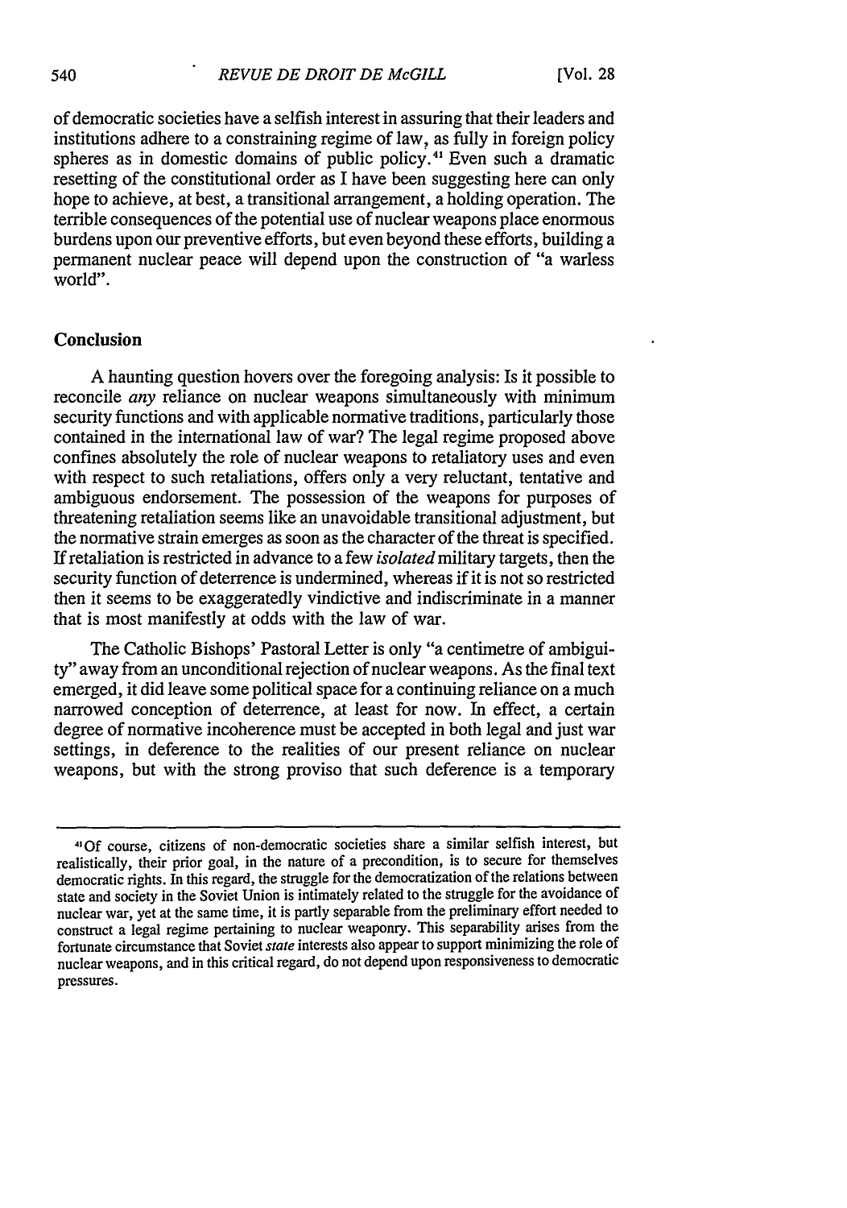of democratic societies have a selfish interest in assuring that their leaders and institutions adhere to a constraining regime of law, as fully in foreign policy spheres as in domestic domains of public policy.[41] Even such a dramatic resetting of the constitutional order as I have been suggesting here can only hope to achieve, at best, a transitional arrangement, a holding operation. The terrible consequences of the potential use of nuclear weapons place enormous burdens upon our preventive efforts, but even beyond these efforts, building a permanent nuclear peace will depend upon the construction of "a warless world".

## Conclusion

A haunting question hovers over the foregoing analysis: Is it possible to reconcile *any* reliance on nuclear weapons simultaneously with minimum security functions and with applicable normative traditions, particularly those contained in the international law of war? The legal regime proposed above confines absolutely the role of nuclear weapons to retaliatory uses and even with respect to such retaliations, offers only a very reluctant, tentative and ambiguous endorsement. The possession of the weapons for purposes of threatening retaliation seems like an unavoidable transitional adjustment, but the normative strain emerges as soon as the character of the threat is specified. If retaliation is restricted in advance to a few *isolated* military targets, then the security function of deterrence is undermined, whereas if it is not so restricted then it seems to be exaggeratedly vindictive and indiscriminate in a manner that is most manifestly at odds with the law of war.

The Catholic Bishops' Pastoral Letter is only "a centimetre of ambiguity" away from an unconditional rejection of nuclear weapons. As the final text emerged, it did leave some political space for a continuing reliance on a much narrowed conception of deterrence, at least for now. In effect, a certain degree of normative incoherence must be accepted in both legal and just war settings, in deference to the realities of our present reliance on nuclear weapons, but with the strong proviso that such deference is a temporary

---

[41] Of course, citizens of non-democratic societies share a similar selfish interest, but realistically, their prior goal, in the nature of a precondition, is to secure for themselves democratic rights. In this regard, the struggle for the democratization of the relations between state and society in the Soviet Union is intimately related to the struggle for the avoidance of nuclear war, yet at the same time, it is partly separable from the preliminary effort needed to construct a legal regime pertaining to nuclear weaponry. This separability arises from the fortunate circumstance that Soviet *state* interests also appear to support minimizing the role of nuclear weapons, and in this critical regard, do not depend upon responsiveness to democratic pressures.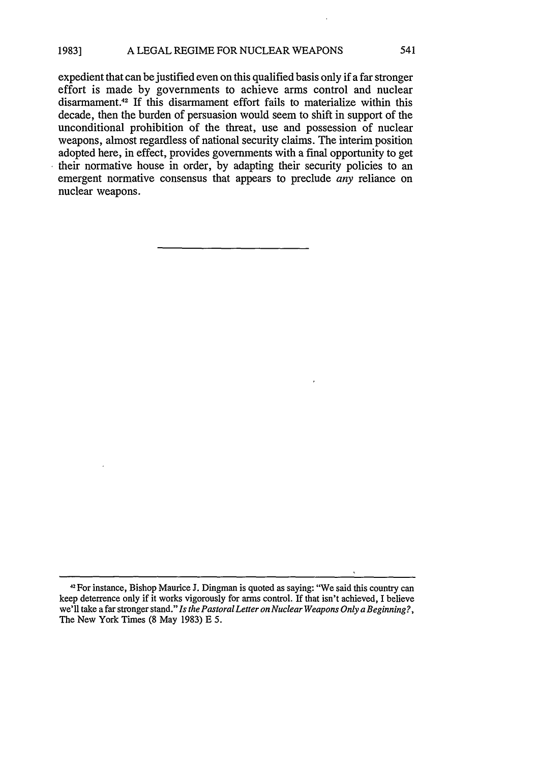expedient that can be justified even on this qualified basis only if a far stronger effort is made by governments to achieve arms control and nuclear disarmament.[42] If this disarmament effort fails to materialize within this decade, then the burden of persuasion would seem to shift in support of the unconditional prohibition of the threat, use and possession of nuclear weapons, almost regardless of national security claims. The interim position adopted here, in effect, provides governments with a final opportunity to get their normative house in order, by adapting their security policies to an emergent normative consensus that appears to preclude *any* reliance on nuclear weapons.

---

[42] For instance, Bishop Maurice J. Dingman is quoted as saying: "We said this country can keep deterrence only if it works vigorously for arms control. If that isn't achieved, I believe we'll take a far stronger stand." *Is the Pastoral Letter on Nuclear Weapons Only a Beginning?*, The New York Times (8 May 1983) E 5.